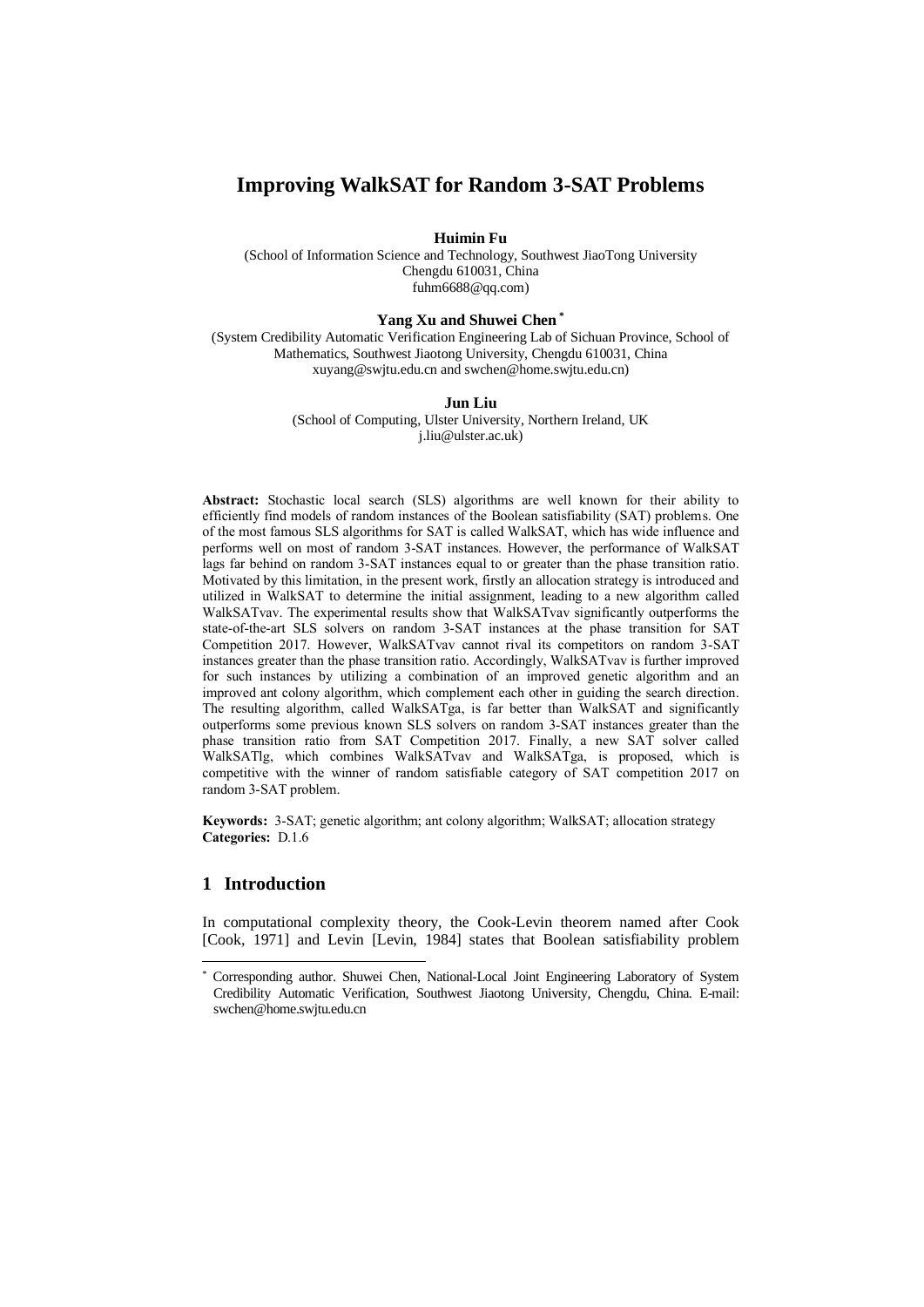# Improving WalkSAT for Random 3-SAT Problems

**Huimin Fu**

(School of Information Science and Technology, Southwest JiaoTong University
Chengdu 610031, China
fuhm6688@qq.com)

**Yang Xu and Shuwei Chen** [*]

(System Credibility Automatic Verification Engineering Lab of Sichuan Province, School of Mathematics, Southwest Jiaotong University, Chengdu 610031, China
xuyang@swjtu.edu.cn and swchen@home.swjtu.edu.cn)

**Jun Liu**

(School of Computing, Ulster University, Northern Ireland, UK
j.liu@ulster.ac.uk)

**Abstract:** Stochastic local search (SLS) algorithms are well known for their ability to efficiently find models of random instances of the Boolean satisfiability (SAT) problems. One of the most famous SLS algorithms for SAT is called WalkSAT, which has wide influence and performs well on most of random 3-SAT instances. However, the performance of WalkSAT lags far behind on random 3-SAT instances equal to or greater than the phase transition ratio. Motivated by this limitation, in the present work, firstly an allocation strategy is introduced and utilized in WalkSAT to determine the initial assignment, leading to a new algorithm called WalkSATvav. The experimental results show that WalkSATvav significantly outperforms the state-of-the-art SLS solvers on random 3-SAT instances at the phase transition for SAT Competition 2017. However, WalkSATvav cannot rival its competitors on random 3-SAT instances greater than the phase transition ratio. Accordingly, WalkSATvav is further improved for such instances by utilizing a combination of an improved genetic algorithm and an improved ant colony algorithm, which complement each other in guiding the search direction. The resulting algorithm, called WalkSATga, is far better than WalkSAT and significantly outperforms some previous known SLS solvers on random 3-SAT instances greater than the phase transition ratio from SAT Competition 2017. Finally, a new SAT solver called WalkSATlg, which combines WalkSATvav and WalkSATga, is proposed, which is competitive with the winner of random satisfiable category of SAT competition 2017 on random 3-SAT problem.

**Keywords:** 3-SAT; genetic algorithm; ant colony algorithm; WalkSAT; allocation strategy
**Categories:** D.1.6

## 1 Introduction

In computational complexity theory, the Cook-Levin theorem named after Cook [Cook, 1971] and Levin [Levin, 1984] states that Boolean satisfiability problem

[*] Corresponding author. Shuwei Chen, National-Local Joint Engineering Laboratory of System Credibility Automatic Verification, Southwest Jiaotong University, Chengdu, China. E-mail: swchen@home.swjtu.edu.cn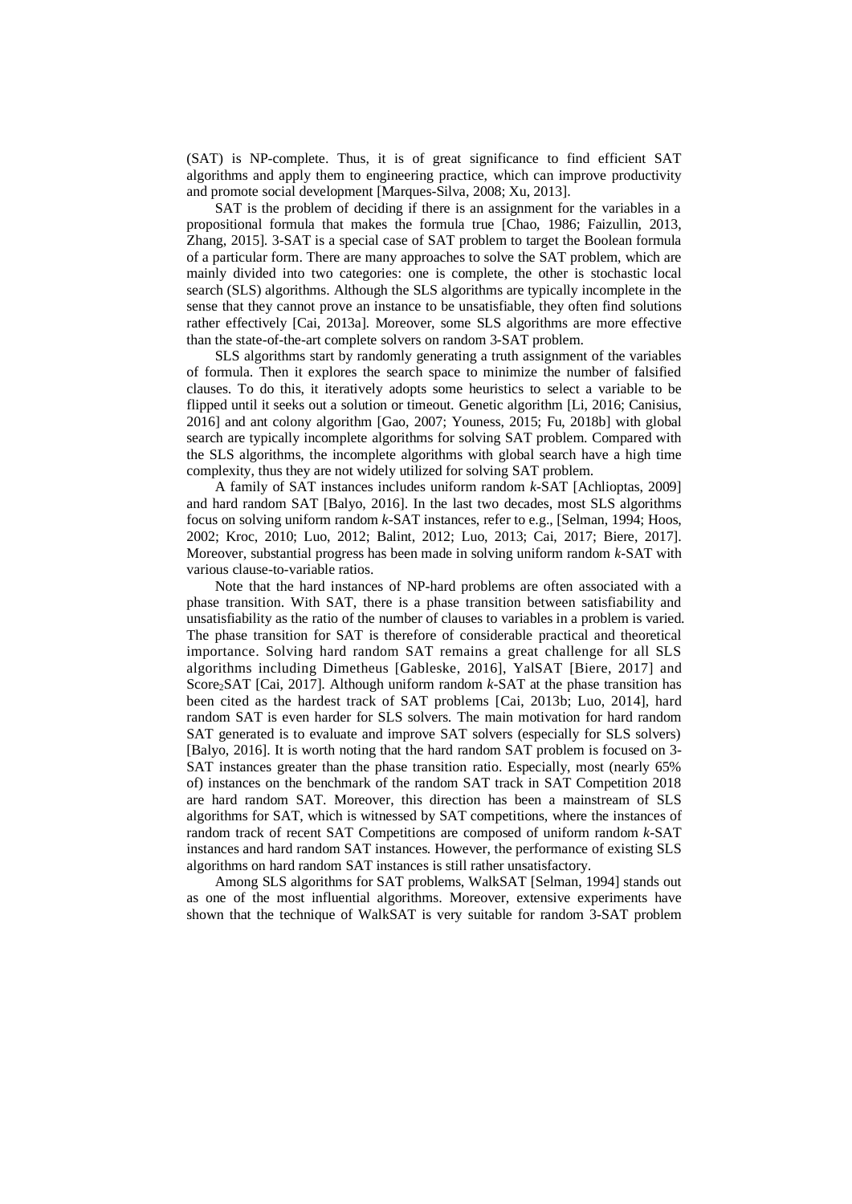(SAT) is NP-complete. Thus, it is of great significance to find efficient SAT algorithms and apply them to engineering practice, which can improve productivity and promote social development [Marques-Silva, 2008; Xu, 2013].

SAT is the problem of deciding if there is an assignment for the variables in a propositional formula that makes the formula true [Chao, 1986; Faizullin, 2013, Zhang, 2015]. 3-SAT is a special case of SAT problem to target the Boolean formula of a particular form. There are many approaches to solve the SAT problem, which are mainly divided into two categories: one is complete, the other is stochastic local search (SLS) algorithms. Although the SLS algorithms are typically incomplete in the sense that they cannot prove an instance to be unsatisfiable, they often find solutions rather effectively [Cai, 2013a]. Moreover, some SLS algorithms are more effective than the state-of-the-art complete solvers on random 3-SAT problem.

SLS algorithms start by randomly generating a truth assignment of the variables of formula. Then it explores the search space to minimize the number of falsified clauses. To do this, it iteratively adopts some heuristics to select a variable to be flipped until it seeks out a solution or timeout. Genetic algorithm [Li, 2016; Canisius, 2016] and ant colony algorithm [Gao, 2007; Youness, 2015; Fu, 2018b] with global search are typically incomplete algorithms for solving SAT problem. Compared with the SLS algorithms, the incomplete algorithms with global search have a high time complexity, thus they are not widely utilized for solving SAT problem.

A family of SAT instances includes uniform random *k*-SAT [Achlioptas, 2009] and hard random SAT [Balyo, 2016]. In the last two decades, most SLS algorithms focus on solving uniform random *k*-SAT instances, refer to e.g., [Selman, 1994; Hoos, 2002; Kroc, 2010; Luo, 2012; Balint, 2012; Luo, 2013; Cai, 2017; Biere, 2017]. Moreover, substantial progress has been made in solving uniform random *k*-SAT with various clause-to-variable ratios.

Note that the hard instances of NP-hard problems are often associated with a phase transition. With SAT, there is a phase transition between satisfiability and unsatisfiability as the ratio of the number of clauses to variables in a problem is varied. The phase transition for SAT is therefore of considerable practical and theoretical importance. Solving hard random SAT remains a great challenge for all SLS algorithms including Dimetheus [Gableske, 2016], YalSAT [Biere, 2017] and Score$_2$SAT [Cai, 2017]. Although uniform random *k*-SAT at the phase transition has been cited as the hardest track of SAT problems [Cai, 2013b; Luo, 2014], hard random SAT is even harder for SLS solvers. The main motivation for hard random SAT generated is to evaluate and improve SAT solvers (especially for SLS solvers) [Balyo, 2016]. It is worth noting that the hard random SAT problem is focused on 3-SAT instances greater than the phase transition ratio. Especially, most (nearly 65% of) instances on the benchmark of the random SAT track in SAT Competition 2018 are hard random SAT. Moreover, this direction has been a mainstream of SLS algorithms for SAT, which is witnessed by SAT competitions, where the instances of random track of recent SAT Competitions are composed of uniform random *k*-SAT instances and hard random SAT instances. However, the performance of existing SLS algorithms on hard random SAT instances is still rather unsatisfactory.

Among SLS algorithms for SAT problems, WalkSAT [Selman, 1994] stands out as one of the most influential algorithms. Moreover, extensive experiments have shown that the technique of WalkSAT is very suitable for random 3-SAT problem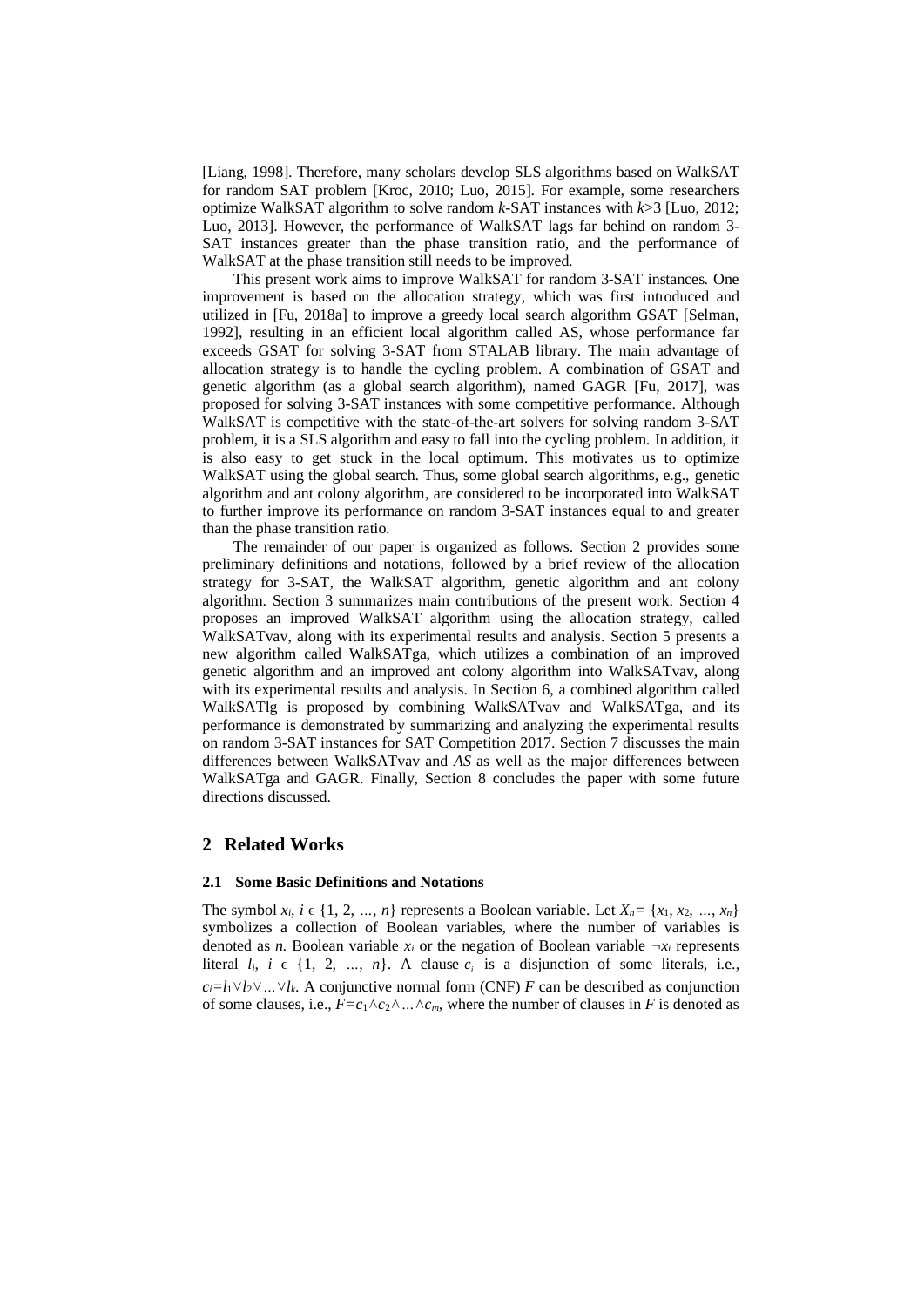[Liang, 1998]. Therefore, many scholars develop SLS algorithms based on WalkSAT for random SAT problem [Kroc, 2010; Luo, 2015]. For example, some researchers optimize WalkSAT algorithm to solve random *k*-SAT instances with *k*>3 [Luo, 2012; Luo, 2013]. However, the performance of WalkSAT lags far behind on random 3-SAT instances greater than the phase transition ratio, and the performance of WalkSAT at the phase transition still needs to be improved.

This present work aims to improve WalkSAT for random 3-SAT instances. One improvement is based on the allocation strategy, which was first introduced and utilized in [Fu, 2018a] to improve a greedy local search algorithm GSAT [Selman, 1992], resulting in an efficient local algorithm called AS, whose performance far exceeds GSAT for solving 3-SAT from STALAB library. The main advantage of allocation strategy is to handle the cycling problem. A combination of GSAT and genetic algorithm (as a global search algorithm), named GAGR [Fu, 2017], was proposed for solving 3-SAT instances with some competitive performance. Although WalkSAT is competitive with the state-of-the-art solvers for solving random 3-SAT problem, it is a SLS algorithm and easy to fall into the cycling problem. In addition, it is also easy to get stuck in the local optimum. This motivates us to optimize WalkSAT using the global search. Thus, some global search algorithms, e.g., genetic algorithm and ant colony algorithm, are considered to be incorporated into WalkSAT to further improve its performance on random 3-SAT instances equal to and greater than the phase transition ratio.

The remainder of our paper is organized as follows. Section 2 provides some preliminary definitions and notations, followed by a brief review of the allocation strategy for 3-SAT, the WalkSAT algorithm, genetic algorithm and ant colony algorithm. Section 3 summarizes main contributions of the present work. Section 4 proposes an improved WalkSAT algorithm using the allocation strategy, called WalkSATvav, along with its experimental results and analysis. Section 5 presents a new algorithm called WalkSATga, which utilizes a combination of an improved genetic algorithm and an improved ant colony algorithm into WalkSATvav, along with its experimental results and analysis. In Section 6, a combined algorithm called WalkSATlg is proposed by combining WalkSATvav and WalkSATga, and its performance is demonstrated by summarizing and analyzing the experimental results on random 3-SAT instances for SAT Competition 2017. Section 7 discusses the main differences between WalkSATvav and *AS* as well as the major differences between WalkSATga and GAGR. Finally, Section 8 concludes the paper with some future directions discussed.

## 2 Related Works

### 2.1 Some Basic Definitions and Notations

The symbol $x_i$, $i \in \{1, 2, \ldots, n\}$ represents a Boolean variable. Let $X_n = \{x_1, x_2, \ldots, x_n\}$ symbolizes a collection of Boolean variables, where the number of variables is denoted as *n.* Boolean variable $x_i$ or the negation of Boolean variable $\neg x_i$ represents literal $l_i$, $i \in \{1, 2, \ldots, n\}$. A clause $c_i$ is a disjunction of some literals, i.e., $c_i = l_1 \vee l_2 \vee \ldots \vee l_k$. A conjunctive normal form (CNF) *F* can be described as conjunction of some clauses, i.e., $F = c_1 \wedge c_2 \wedge \ldots \wedge c_m$, where the number of clauses in *F* is denoted as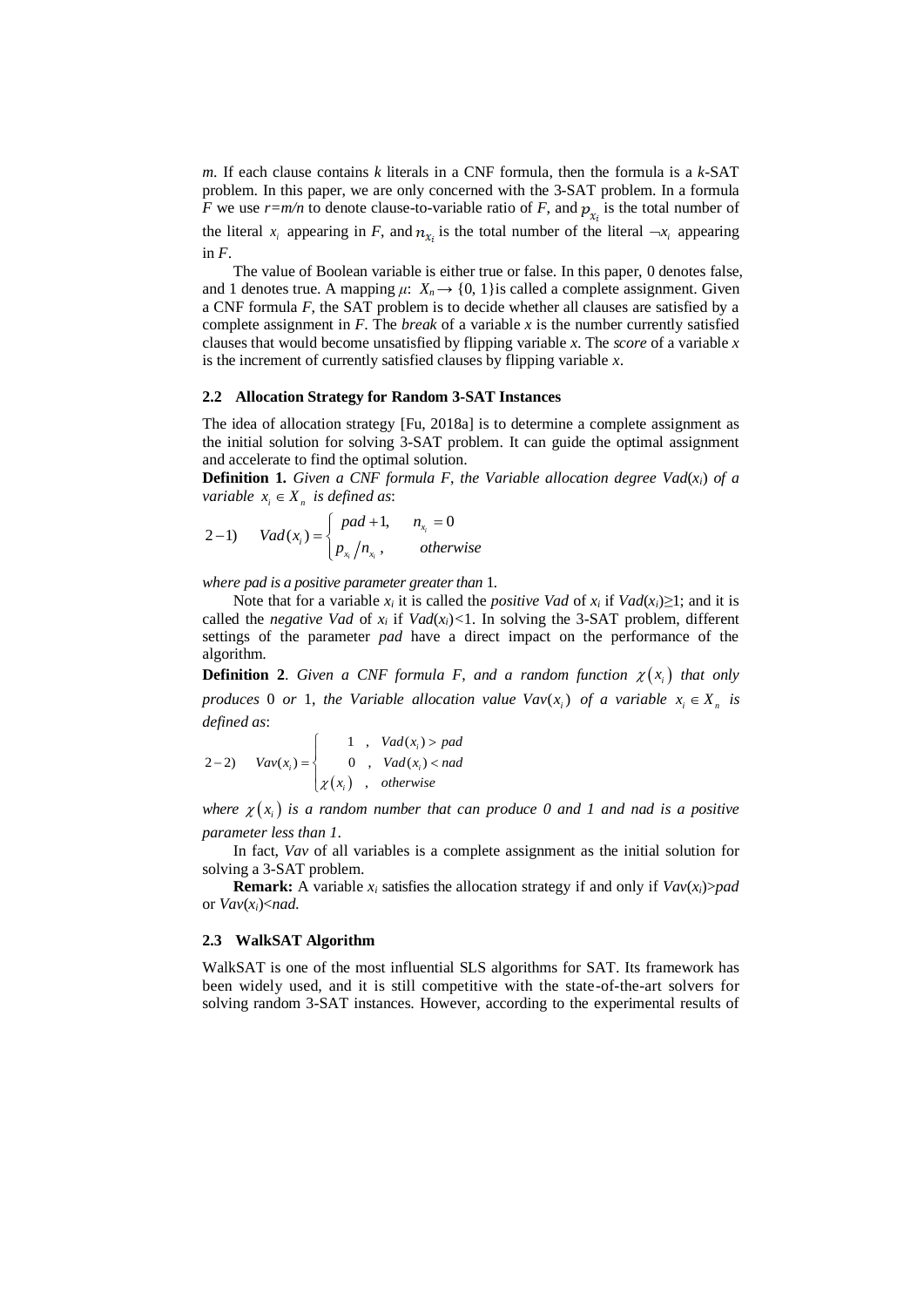$m$. If each clause contains $k$ literals in a CNF formula, then the formula is a $k$-SAT problem. In this paper, we are only concerned with the 3-SAT problem. In a formula $F$ we use $r=m/n$ to denote clause-to-variable ratio of $F$, and $p_{x_i}$ is the total number of the literal $x_i$ appearing in $F$, and $n_{x_i}$ is the total number of the literal $\neg x_i$ appearing in $F$.

The value of Boolean variable is either true or false. In this paper, 0 denotes false, and 1 denotes true. A mapping $\mu$: $X_n \rightarrow \{0, 1\}$ is called a complete assignment. Given a CNF formula $F$, the SAT problem is to decide whether all clauses are satisfied by a complete assignment in $F$. The *break* of a variable $x$ is the number currently satisfied clauses that would become unsatisfied by flipping variable $x$. The *score* of a variable $x$ is the increment of currently satisfied clauses by flipping variable $x$.

### 2.2 Allocation Strategy for Random 3-SAT Instances

The idea of allocation strategy [Fu, 2018a] is to determine a complete assignment as the initial solution for solving 3-SAT problem. It can guide the optimal assignment and accelerate to find the optimal solution.

**Definition 1.** *Given a CNF formula F, the Variable allocation degree $Vad(x_i)$ of a variable $x_i \in X_n$ is defined as*:

$$2-1) \qquad Vad(x_i) = \begin{cases} pad+1, & n_{x_i} = 0 \\ p_{x_i}/n_{x_i}, & otherwise \end{cases}$$

*where pad is a positive parameter greater than* 1.

Note that for a variable $x_i$ it is called the *positive Vad* of $x_i$ if $Vad(x_i) \geq 1$; and it is called the *negative Vad* of $x_i$ if $Vad(x_i) < 1$. In solving the 3-SAT problem, different settings of the parameter *pad* have a direct impact on the performance of the algorithm.

**Definition 2**. *Given a CNF formula F, and a random function $\chi(x_i)$ that only produces* 0 *or* 1, *the Variable allocation value $Vav(x_i)$ of a variable $x_i \in X_n$ is defined as*:

$$2-2) \qquad Vav(x_i) = \begin{cases} 1, & Vad(x_i) > pad \\ 0, & Vad(x_i) < nad \\ \chi(x_i), & otherwise \end{cases}$$

*where $\chi(x_i)$ is a random number that can produce 0 and 1 and nad is a positive parameter less than 1*.

In fact, *Vav* of all variables is a complete assignment as the initial solution for solving a 3-SAT problem.

**Remark:** A variable $x_i$ satisfies the allocation strategy if and only if $Vav(x_i) > pad$ or $Vav(x_i) < nad$.

### 2.3 WalkSAT Algorithm

WalkSAT is one of the most influential SLS algorithms for SAT. Its framework has been widely used, and it is still competitive with the state-of-the-art solvers for solving random 3-SAT instances. However, according to the experimental results of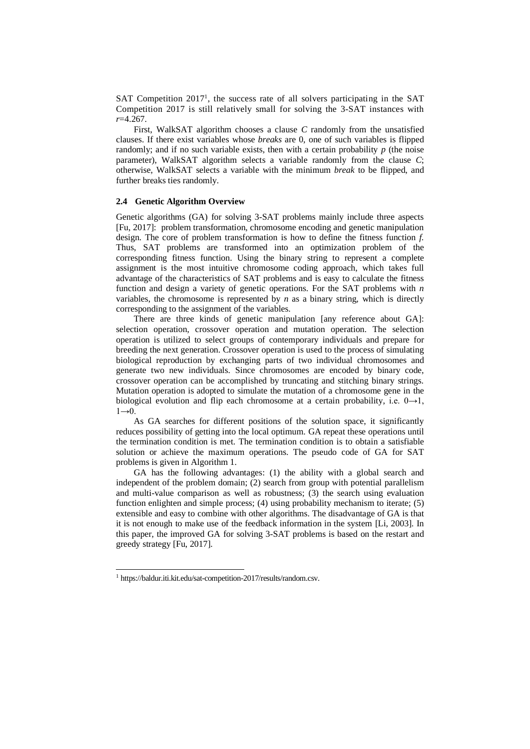SAT Competition 2017[1], the success rate of all solvers participating in the SAT Competition 2017 is still relatively small for solving the 3-SAT instances with $r$=4.267.

First, WalkSAT algorithm chooses a clause $C$ randomly from the unsatisfied clauses. If there exist variables whose *breaks* are 0, one of such variables is flipped randomly; and if no such variable exists, then with a certain probability $p$ (the noise parameter), WalkSAT algorithm selects a variable randomly from the clause $C$; otherwise, WalkSAT selects a variable with the minimum *break* to be flipped, and further breaks ties randomly.

### 2.4 Genetic Algorithm Overview

Genetic algorithms (GA) for solving 3-SAT problems mainly include three aspects [Fu, 2017]: problem transformation, chromosome encoding and genetic manipulation design. The core of problem transformation is how to define the fitness function $f$. Thus, SAT problems are transformed into an optimization problem of the corresponding fitness function. Using the binary string to represent a complete assignment is the most intuitive chromosome coding approach, which takes full advantage of the characteristics of SAT problems and is easy to calculate the fitness function and design a variety of genetic operations. For the SAT problems with $n$ variables, the chromosome is represented by $n$ as a binary string, which is directly corresponding to the assignment of the variables.

There are three kinds of genetic manipulation [any reference about GA]: selection operation, crossover operation and mutation operation. The selection operation is utilized to select groups of contemporary individuals and prepare for breeding the next generation. Crossover operation is used to the process of simulating biological reproduction by exchanging parts of two individual chromosomes and generate two new individuals. Since chromosomes are encoded by binary code, crossover operation can be accomplished by truncating and stitching binary strings. Mutation operation is adopted to simulate the mutation of a chromosome gene in the biological evolution and flip each chromosome at a certain probability, i.e. $0\rightarrow1$, $1\rightarrow0$.

As GA searches for different positions of the solution space, it significantly reduces possibility of getting into the local optimum. GA repeat these operations until the termination condition is met. The termination condition is to obtain a satisfiable solution or achieve the maximum operations. The pseudo code of GA for SAT problems is given in Algorithm 1.

GA has the following advantages: (1) the ability with a global search and independent of the problem domain; (2) search from group with potential parallelism and multi-value comparison as well as robustness; (3) the search using evaluation function enlighten and simple process; (4) using probability mechanism to iterate; (5) extensible and easy to combine with other algorithms. The disadvantage of GA is that it is not enough to make use of the feedback information in the system [Li, 2003]. In this paper, the improved GA for solving 3-SAT problems is based on the restart and greedy strategy [Fu, 2017].

[1] https://baldur.iti.kit.edu/sat-competition-2017/results/random.csv.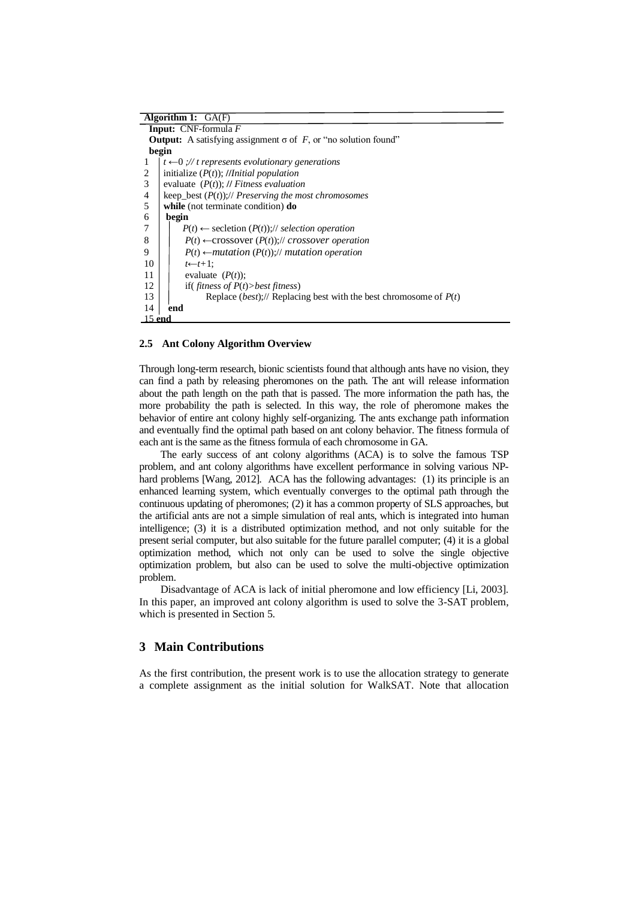**Algorithm 1:** GA(F)

```
Input: CNF-formula F
Output: A satisfying assignment σ of F, or "no solution found"
begin
1    t ←0 ;// t represents evolutionary generations
2    initialize (P(t)); //Initial population
3    evaluate (P(t)); // Fitness evaluation
4    keep_best (P(t));// Preserving the most chromosomes
5    while (not terminate condition) do
6    begin
7        P(t) ← secletion (P(t));// selection operation
8        P(t) ←crossover (P(t));// crossover operation
9        P(t) ←mutation (P(t));// mutation operation
10       t←t+1;
11       evaluate (P(t));
12       if( fitness of P(t)>best fitness)
13           Replace (best);// Replacing best with the best chromosome of P(t)
14   end
15 end
```

### 2.5 Ant Colony Algorithm Overview

Through long-term research, bionic scientists found that although ants have no vision, they can find a path by releasing pheromones on the path. The ant will release information about the path length on the path that is passed. The more information the path has, the more probability the path is selected. In this way, the role of pheromone makes the behavior of entire ant colony highly self-organizing. The ants exchange path information and eventually find the optimal path based on ant colony behavior. The fitness formula of each ant is the same as the fitness formula of each chromosome in GA.

The early success of ant colony algorithms (ACA) is to solve the famous TSP problem, and ant colony algorithms have excellent performance in solving various NP-hard problems [Wang, 2012]. ACA has the following advantages: (1) its principle is an enhanced learning system, which eventually converges to the optimal path through the continuous updating of pheromones; (2) it has a common property of SLS approaches, but the artificial ants are not a simple simulation of real ants, which is integrated into human intelligence; (3) it is a distributed optimization method, and not only suitable for the present serial computer, but also suitable for the future parallel computer; (4) it is a global optimization method, which not only can be used to solve the single objective optimization problem, but also can be used to solve the multi-objective optimization problem.

Disadvantage of ACA is lack of initial pheromone and low efficiency [Li, 2003]. In this paper, an improved ant colony algorithm is used to solve the 3-SAT problem, which is presented in Section 5.

## 3 Main Contributions

As the first contribution, the present work is to use the allocation strategy to generate a complete assignment as the initial solution for WalkSAT. Note that allocation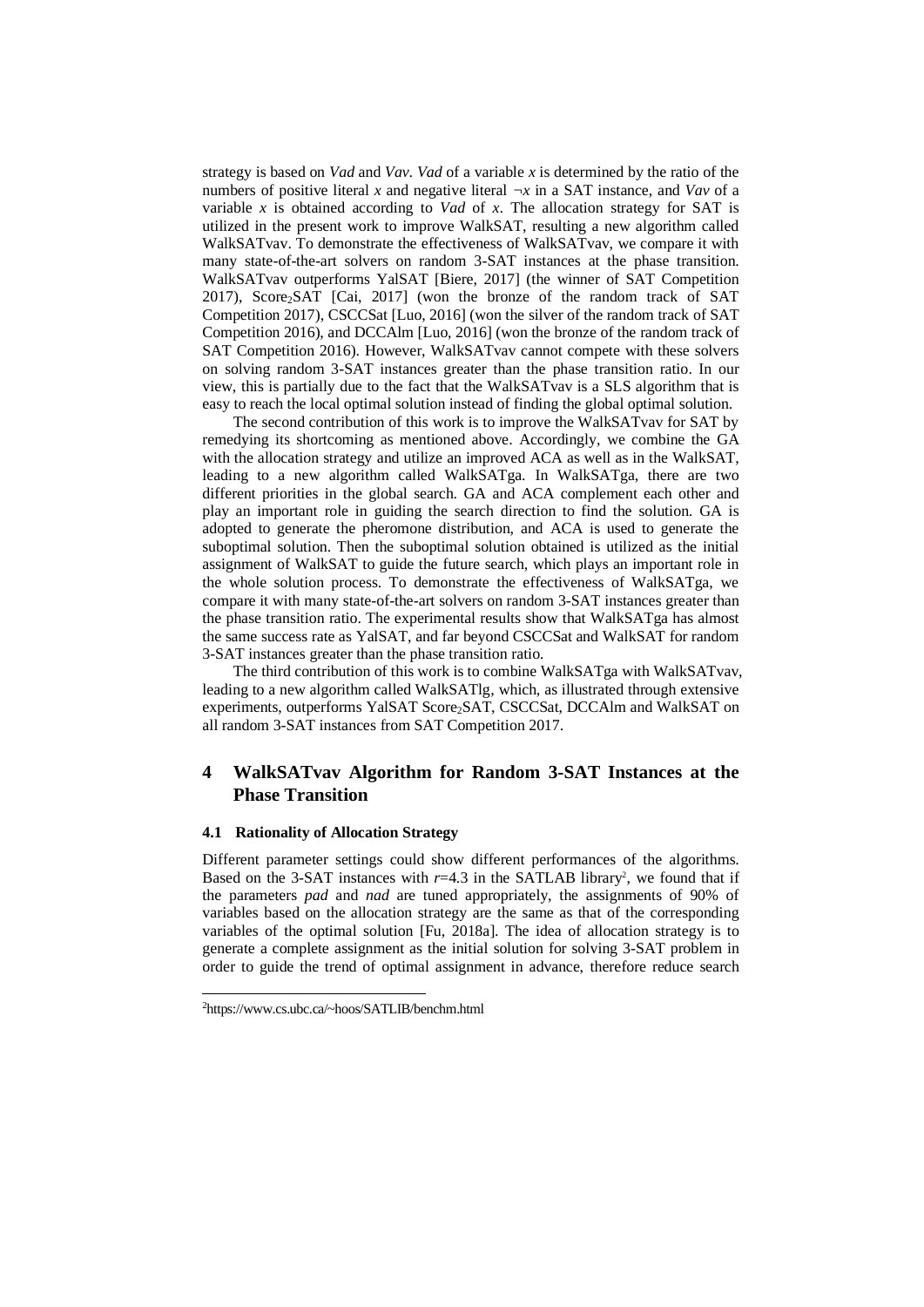strategy is based on *Vad* and *Vav*. *Vad* of a variable *x* is determined by the ratio of the numbers of positive literal *x* and negative literal ¬*x* in a SAT instance, and *Vav* of a variable *x* is obtained according to *Vad* of *x*. The allocation strategy for SAT is utilized in the present work to improve WalkSAT, resulting a new algorithm called WalkSATvav. To demonstrate the effectiveness of WalkSATvav, we compare it with many state-of-the-art solvers on random 3-SAT instances at the phase transition. WalkSATvav outperforms YalSAT [Biere, 2017] (the winner of SAT Competition 2017), $\text{Score}_2\text{SAT}$ [Cai, 2017] (won the bronze of the random track of SAT Competition 2017), CSCCSat [Luo, 2016] (won the silver of the random track of SAT Competition 2016), and DCCAlm [Luo, 2016] (won the bronze of the random track of SAT Competition 2016). However, WalkSATvav cannot compete with these solvers on solving random 3-SAT instances greater than the phase transition ratio. In our view, this is partially due to the fact that the WalkSATvav is a SLS algorithm that is easy to reach the local optimal solution instead of finding the global optimal solution.

The second contribution of this work is to improve the WalkSATvav for SAT by remedying its shortcoming as mentioned above. Accordingly, we combine the GA with the allocation strategy and utilize an improved ACA as well as in the WalkSAT, leading to a new algorithm called WalkSATga. In WalkSATga, there are two different priorities in the global search. GA and ACA complement each other and play an important role in guiding the search direction to find the solution. GA is adopted to generate the pheromone distribution, and ACA is used to generate the suboptimal solution. Then the suboptimal solution obtained is utilized as the initial assignment of WalkSAT to guide the future search, which plays an important role in the whole solution process. To demonstrate the effectiveness of WalkSATga, we compare it with many state-of-the-art solvers on random 3-SAT instances greater than the phase transition ratio. The experimental results show that WalkSATga has almost the same success rate as YalSAT, and far beyond CSCCSat and WalkSAT for random 3-SAT instances greater than the phase transition ratio.

The third contribution of this work is to combine WalkSATga with WalkSATvav, leading to a new algorithm called WalkSATlg, which, as illustrated through extensive experiments, outperforms YalSAT $\text{Score}_2\text{SAT}$, CSCCSat, DCCAlm and WalkSAT on all random 3-SAT instances from SAT Competition 2017.

## 4 WalkSATvav Algorithm for Random 3-SAT Instances at the Phase Transition

### 4.1 Rationality of Allocation Strategy

Different parameter settings could show different performances of the algorithms. Based on the 3-SAT instances with $r$=4.3 in the SATLAB library[2], we found that if the parameters *pad* and *nad* are tuned appropriately, the assignments of 90% of variables based on the allocation strategy are the same as that of the corresponding variables of the optimal solution [Fu, 2018a]. The idea of allocation strategy is to generate a complete assignment as the initial solution for solving 3-SAT problem in order to guide the trend of optimal assignment in advance, therefore reduce search

[2]https://www.cs.ubc.ca/~hoos/SATLIB/benchm.html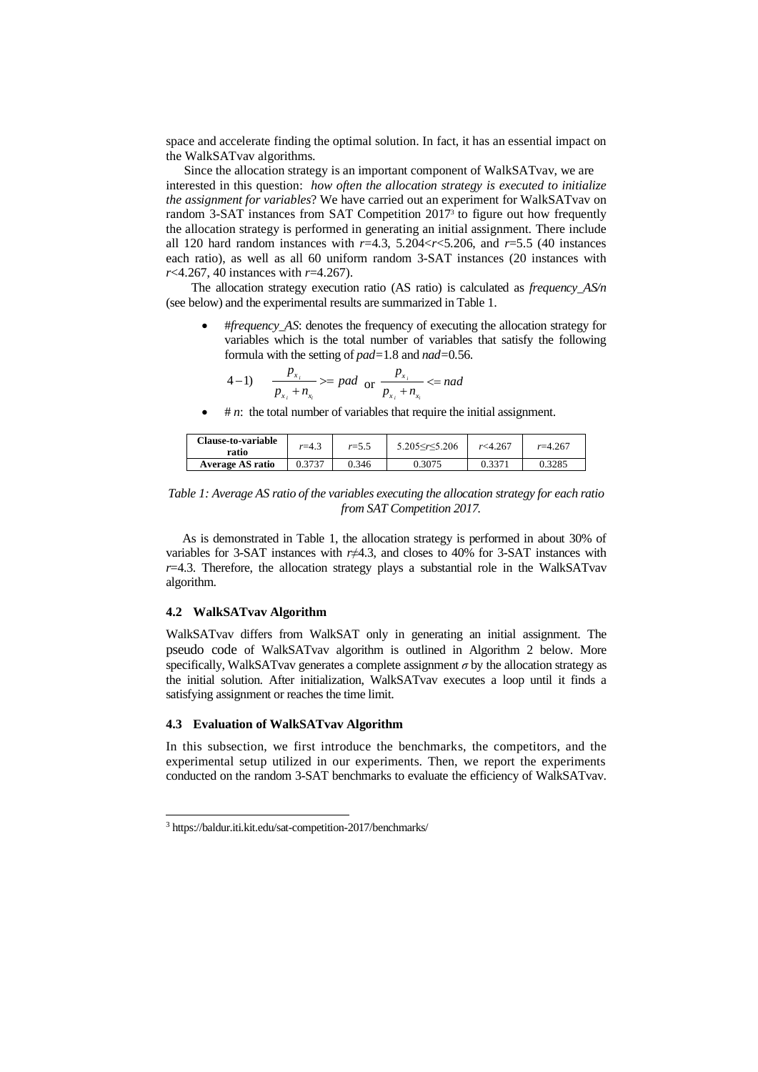space and accelerate finding the optimal solution. In fact, it has an essential impact on the WalkSATvav algorithms.

Since the allocation strategy is an important component of WalkSATvav, we are interested in this question: *how often the allocation strategy is executed to initialize the assignment for variables*? We have carried out an experiment for WalkSATvav on random 3-SAT instances from SAT Competition 2017[3] to figure out how frequently the allocation strategy is performed in generating an initial assignment. There include all 120 hard random instances with $r$=4.3, 5.204<$r$<5.206, and $r$=5.5 (40 instances each ratio), as well as all 60 uniform random 3-SAT instances (20 instances with $r$<4.267, 40 instances with $r$=4.267).

The allocation strategy execution ratio (AS ratio) is calculated as *frequency_AS/n* (see below) and the experimental results are summarized in Table 1.

- #*frequency_AS*: denotes the frequency of executing the allocation strategy for variables which is the total number of variables that satisfy the following formula with the setting of *pad*=1.8 and *nad*=0.56.

$$4-1) \quad \frac{p_{x_i}}{p_{x_i}+n_{x_i}} >= pad \text{ or } \frac{p_{x_i}}{p_{x_i}+n_{x_i}} <= nad$$

- # $n$: the total number of variables that require the initial assignment.

| Clause-to-variable ratio | $r$=4.3 | $r$=5.5 | 5.205≤$r$≤5.206 | $r$<4.267 | $r$=4.267 |
|---|---|---|---|---|---|
| Average AS ratio | 0.3737 | 0.346 | 0.3075 | 0.3371 | 0.3285 |

*Table 1: Average AS ratio of the variables executing the allocation strategy for each ratio from SAT Competition 2017.*

As is demonstrated in Table 1, the allocation strategy is performed in about 30% of variables for 3-SAT instances with $r$≠4.3, and closes to 40% for 3-SAT instances with $r$=4.3. Therefore, the allocation strategy plays a substantial role in the WalkSATvav algorithm.

### 4.2 WalkSATvav Algorithm

WalkSATvav differs from WalkSAT only in generating an initial assignment. The pseudo code of WalkSATvav algorithm is outlined in Algorithm 2 below. More specifically, WalkSATvav generates a complete assignment $\sigma$ by the allocation strategy as the initial solution. After initialization, WalkSATvav executes a loop until it finds a satisfying assignment or reaches the time limit.

### 4.3 Evaluation of WalkSATvav Algorithm

In this subsection, we first introduce the benchmarks, the competitors, and the experimental setup utilized in our experiments. Then, we report the experiments conducted on the random 3-SAT benchmarks to evaluate the efficiency of WalkSATvav.

[3] https://baldur.iti.kit.edu/sat-competition-2017/benchmarks/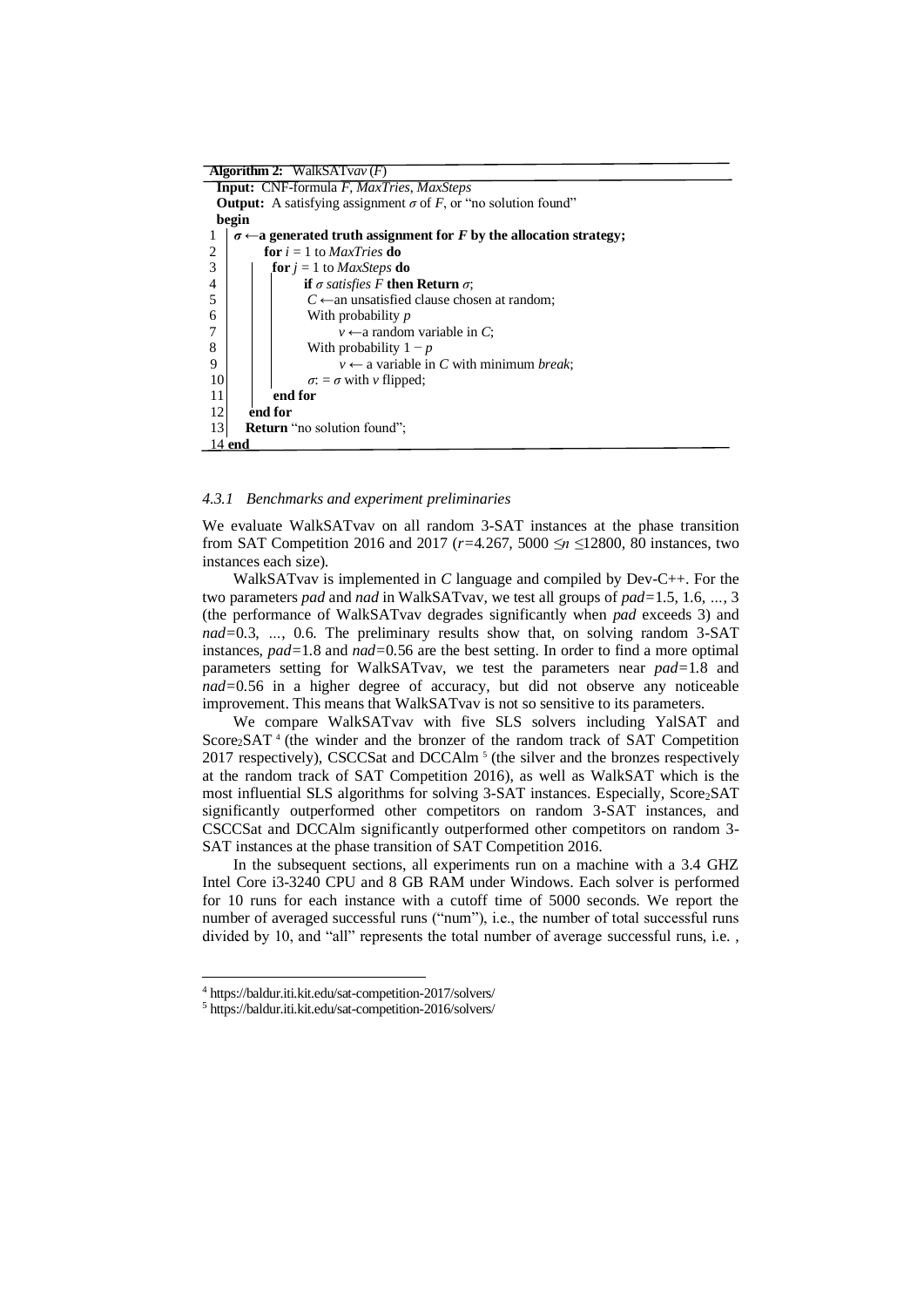**Algorithm 2:** WalkSATvav ($F$)

```
Input: CNF-formula F, MaxTries, MaxSteps
Output: A satisfying assignment σ of F, or "no solution found"
begin
1    σ ←a generated truth assignment for F by the allocation strategy;
2        for i = 1 to MaxTries do
3            for j = 1 to MaxSteps do
4                if σ satisfies F then Return σ;
5                C ←an unsatisfied clause chosen at random;
6                With probability p
7                    v ←a random variable in C;
8                With probability 1 − p
9                    v ← a variable in C with minimum break;
10               σ: = σ with v flipped;
11           end for
12       end for
13   Return "no solution found";
14 end
```

#### 4.3.1 Benchmarks and experiment preliminaries

We evaluate WalkSATvav on all random 3-SAT instances at the phase transition from SAT Competition 2016 and 2017 ($r$=4.267, 5000 $\leq n \leq$12800, 80 instances, two instances each size).

WalkSATvav is implemented in *C* language and compiled by Dev-C++. For the two parameters *pad* and *nad* in WalkSATvav, we test all groups of *pad*=1.5, 1.6, ..., 3 (the performance of WalkSATvav degrades significantly when *pad* exceeds 3) and *nad*=0.3, ..., 0.6. The preliminary results show that, on solving random 3-SAT instances, *pad*=1.8 and *nad*=0.56 are the best setting. In order to find a more optimal parameters setting for WalkSATvav, we test the parameters near *pad*=1.8 and *nad*=0.56 in a higher degree of accuracy, but did not observe any noticeable improvement. This means that WalkSATvav is not so sensitive to its parameters.

We compare WalkSATvav with five SLS solvers including YalSAT and $Score_2SAT$ [4] (the winder and the bronzer of the random track of SAT Competition 2017 respectively), CSCCSat and DCCAlm [5] (the silver and the bronzes respectively at the random track of SAT Competition 2016), as well as WalkSAT which is the most influential SLS algorithms for solving 3-SAT instances. Especially, $Score_2SAT$ significantly outperformed other competitors on random 3-SAT instances, and CSCCSat and DCCAlm significantly outperformed other competitors on random 3-SAT instances at the phase transition of SAT Competition 2016.

In the subsequent sections, all experiments run on a machine with a 3.4 GHZ Intel Core i3-3240 CPU and 8 GB RAM under Windows. Each solver is performed for 10 runs for each instance with a cutoff time of 5000 seconds. We report the number of averaged successful runs ("num"), i.e., the number of total successful runs divided by 10, and "all" represents the total number of average successful runs, i.e. ,

[4] https://baldur.iti.kit.edu/sat-competition-2017/solvers/

[5] https://baldur.iti.kit.edu/sat-competition-2016/solvers/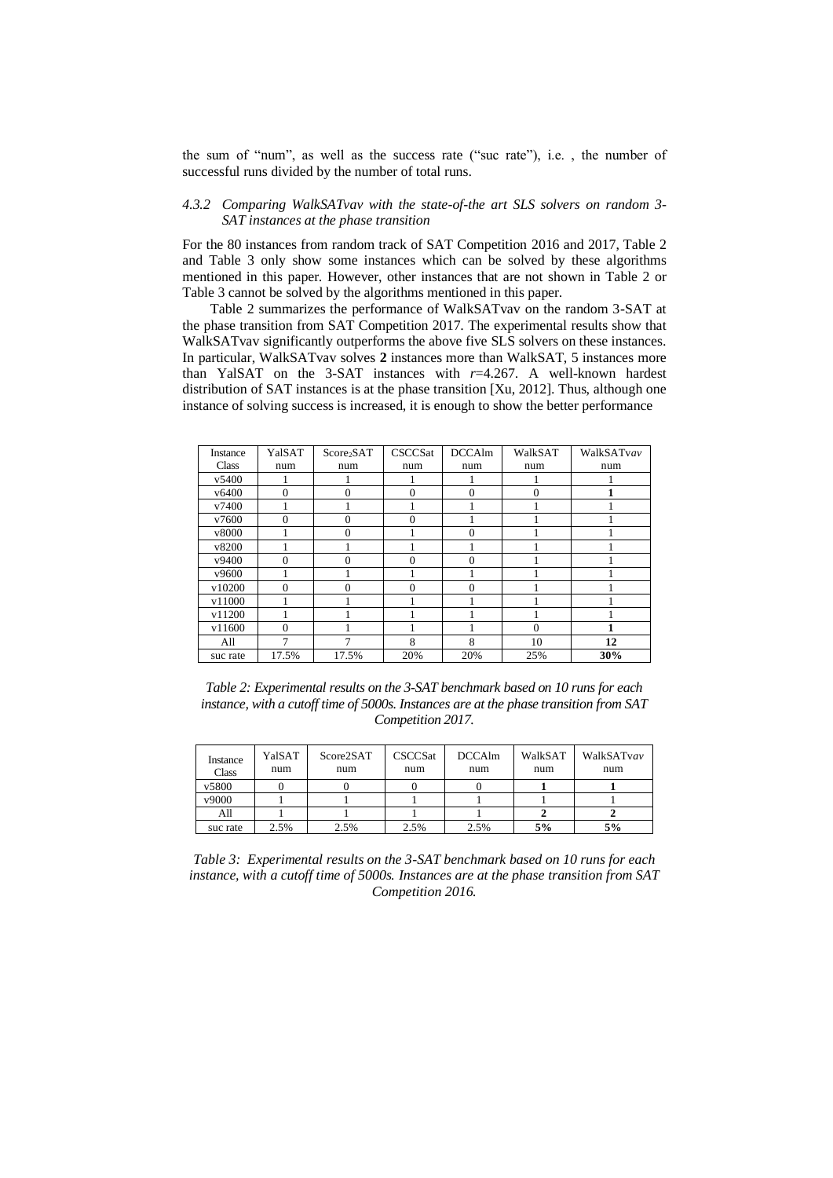the sum of "num", as well as the success rate ("suc rate"), i.e. , the number of successful runs divided by the number of total runs.

### *4.3.2 Comparing WalkSATvav with the state-of-the art SLS solvers on random 3-SAT instances at the phase transition*

For the 80 instances from random track of SAT Competition 2016 and 2017, Table 2 and Table 3 only show some instances which can be solved by these algorithms mentioned in this paper. However, other instances that are not shown in Table 2 or Table 3 cannot be solved by the algorithms mentioned in this paper.

Table 2 summarizes the performance of WalkSATvav on the random 3-SAT at the phase transition from SAT Competition 2017. The experimental results show that WalkSATvav significantly outperforms the above five SLS solvers on these instances. In particular, WalkSATvav solves **2** instances more than WalkSAT, 5 instances more than YalSAT on the 3-SAT instances with $r$=4.267. A well-known hardest distribution of SAT instances is at the phase transition [Xu, 2012]. Thus, although one instance of solving success is increased, it is enough to show the better performance

| Instance Class | YalSAT num | $Score_2SAT$ num | CSCCSat num | DCCAlm num | WalkSAT num | WalkSAT*vav* num |
|---|---|---|---|---|---|---|
| v5400 | 1 | 1 | 1 | 1 | 1 | 1 |
| v6400 | 0 | 0 | 0 | 0 | 0 | **1** |
| v7400 | 1 | 1 | 1 | 1 | 1 | 1 |
| v7600 | 0 | 0 | 0 | 1 | 1 | 1 |
| v8000 | 1 | 0 | 1 | 0 | 1 | 1 |
| v8200 | 1 | 1 | 1 | 1 | 1 | 1 |
| v9400 | 0 | 0 | 0 | 0 | 1 | 1 |
| v9600 | 1 | 1 | 1 | 1 | 1 | 1 |
| v10200 | 0 | 0 | 0 | 0 | 1 | 1 |
| v11000 | 1 | 1 | 1 | 1 | 1 | 1 |
| v11200 | 1 | 1 | 1 | 1 | 1 | 1 |
| v11600 | 0 | 1 | 1 | 1 | 0 | **1** |
| All | 7 | 7 | 8 | 8 | 10 | **12** |
| suc rate | 17.5% | 17.5% | 20% | 20% | 25% | **30%** |

*Table 2: Experimental results on the 3-SAT benchmark based on 10 runs for each instance, with a cutoff time of 5000s. Instances are at the phase transition from SAT Competition 2017.*

| Instance Class | YalSAT num | Score2SAT num | CSCCSat num | DCCAlm num | WalkSAT num | WalkSAT*vav* num |
|---|---|---|---|---|---|---|
| v5800 | 0 | 0 | 0 | 0 | **1** | **1** |
| v9000 | 1 | 1 | 1 | 1 | 1 | 1 |
| All | 1 | 1 | 1 | 1 | **2** | **2** |
| suc rate | 2.5% | 2.5% | 2.5% | 2.5% | **5%** | **5%** |

*Table 3: Experimental results on the 3-SAT benchmark based on 10 runs for each instance, with a cutoff time of 5000s. Instances are at the phase transition from SAT Competition 2016.*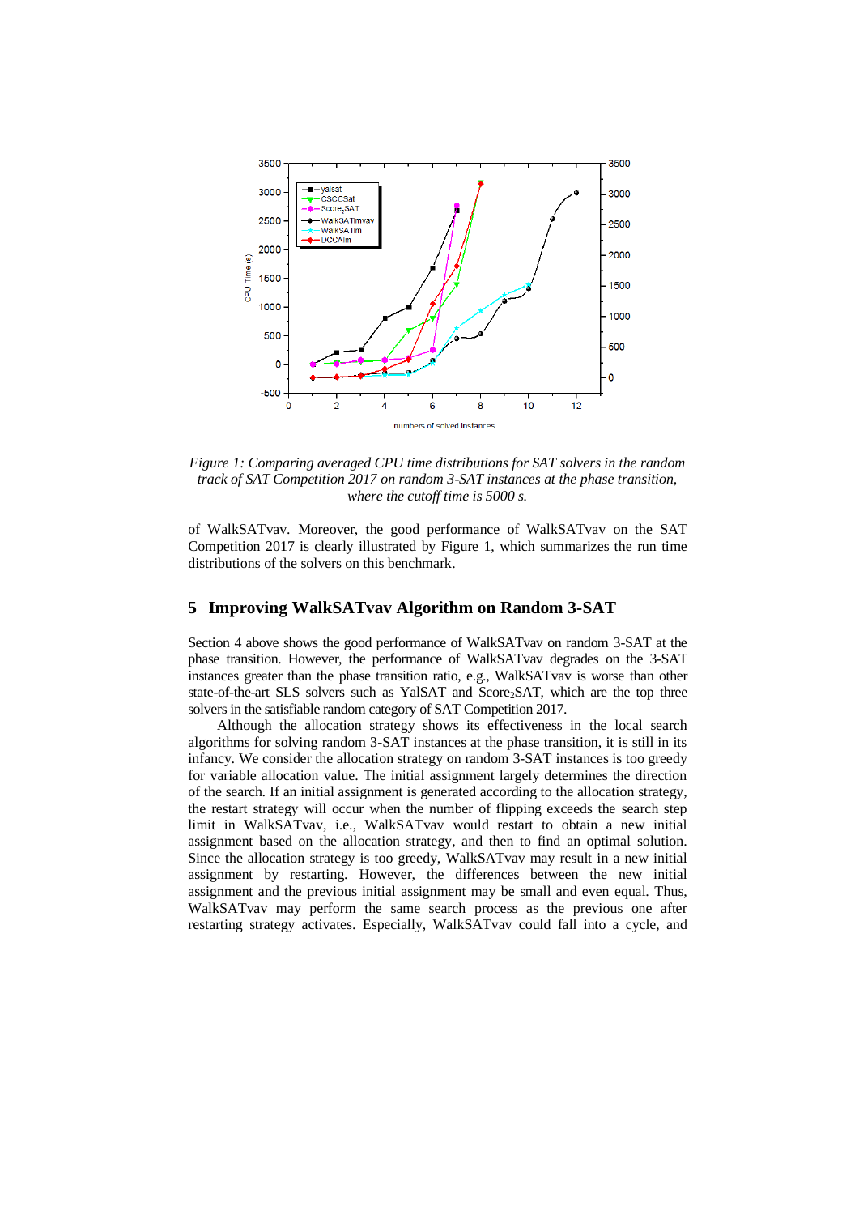*Figure 1: Comparing averaged CPU time distributions for SAT solvers in the random track of SAT Competition 2017 on random 3-SAT instances at the phase transition, where the cutoff time is 5000 s.*

of WalkSATvav. Moreover, the good performance of WalkSATvav on the SAT Competition 2017 is clearly illustrated by Figure 1, which summarizes the run time distributions of the solvers on this benchmark.

## 5 Improving WalkSATvav Algorithm on Random 3-SAT

Section 4 above shows the good performance of WalkSATvav on random 3-SAT at the phase transition. However, the performance of WalkSATvav degrades on the 3-SAT instances greater than the phase transition ratio, e.g., WalkSATvav is worse than other state-of-the-art SLS solvers such as YalSAT and Score$_2$SAT, which are the top three solvers in the satisfiable random category of SAT Competition 2017.

Although the allocation strategy shows its effectiveness in the local search algorithms for solving random 3-SAT instances at the phase transition, it is still in its infancy. We consider the allocation strategy on random 3-SAT instances is too greedy for variable allocation value. The initial assignment largely determines the direction of the search. If an initial assignment is generated according to the allocation strategy, the restart strategy will occur when the number of flipping exceeds the search step limit in WalkSATvav, i.e., WalkSATvav would restart to obtain a new initial assignment based on the allocation strategy, and then to find an optimal solution. Since the allocation strategy is too greedy, WalkSATvav may result in a new initial assignment by restarting. However, the differences between the new initial assignment and the previous initial assignment may be small and even equal. Thus, WalkSATvav may perform the same search process as the previous one after restarting strategy activates. Especially, WalkSATvav could fall into a cycle, and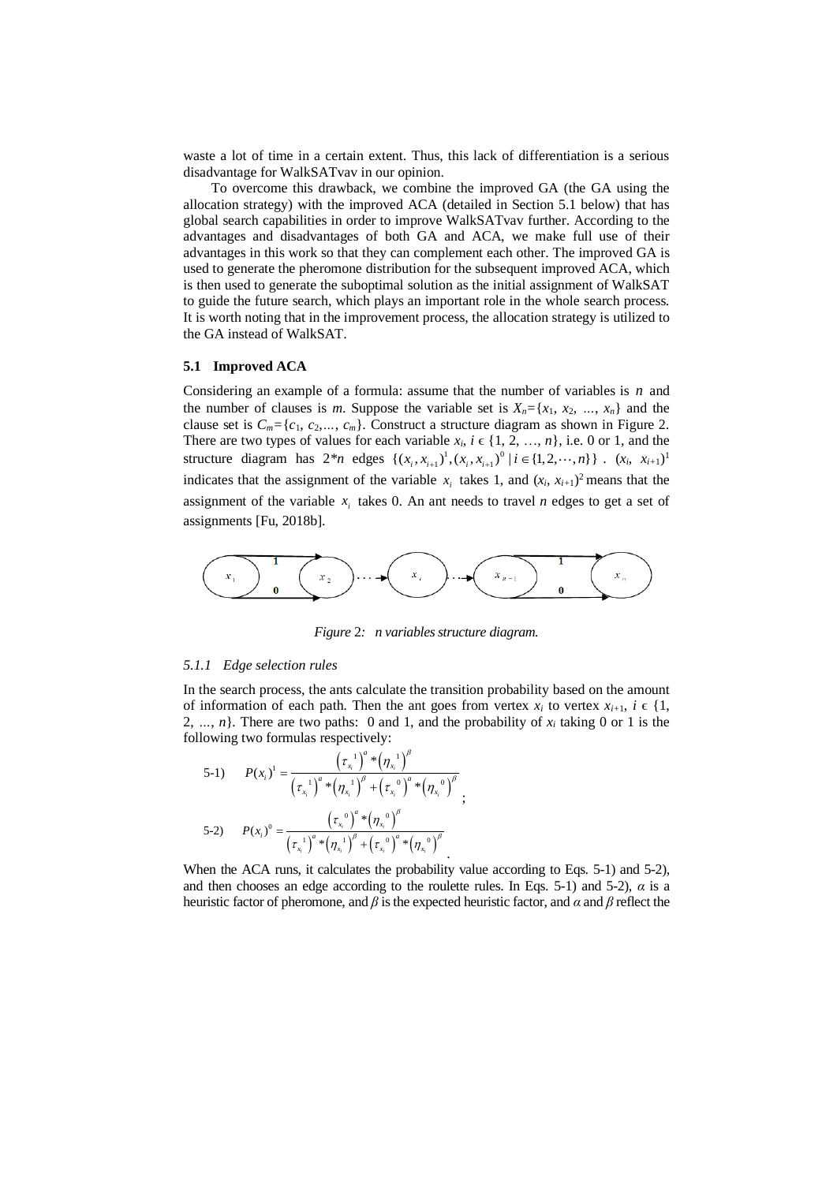waste a lot of time in a certain extent. Thus, this lack of differentiation is a serious disadvantage for WalkSATvav in our opinion.

To overcome this drawback, we combine the improved GA (the GA using the allocation strategy) with the improved ACA (detailed in Section 5.1 below) that has global search capabilities in order to improve WalkSATvav further. According to the advantages and disadvantages of both GA and ACA, we make full use of their advantages in this work so that they can complement each other. The improved GA is used to generate the pheromone distribution for the subsequent improved ACA, which is then used to generate the suboptimal solution as the initial assignment of WalkSAT to guide the future search, which plays an important role in the whole search process. It is worth noting that in the improvement process, the allocation strategy is utilized to the GA instead of WalkSAT.

### 5.1 Improved ACA

Considering an example of a formula: assume that the number of variables is $n$ and the number of clauses is $m$. Suppose the variable set is $X_n=\{x_1, x_2, \ldots, x_n\}$ and the clause set is $C_m=\{c_1, c_2,\ldots, c_m\}$. Construct a structure diagram as shown in Figure 2. There are two types of values for each variable $x_i$, $i \in \{1, 2, \ldots, n\}$, i.e. 0 or 1, and the structure diagram has $2*n$ edges $\{(x_i, x_{i+1})^1, (x_i, x_{i+1})^0 \mid i \in \{1,2,\cdots,n\}\}$. $(x_i, x_{i+1})^1$ indicates that the assignment of the variable $x_i$ takes 1, and $(x_i, x_{i+1})^2$ means that the assignment of the variable $x_i$ takes 0. An ant needs to travel $n$ edges to get a set of assignments [Fu, 2018b].

*Figure 2: n variables structure diagram.*

#### 5.1.1 Edge selection rules

In the search process, the ants calculate the transition probability based on the amount of information of each path. Then the ant goes from vertex $x_i$ to vertex $x_{i+1}$, $i \in \{1, 2, \ldots, n\}$. There are two paths: 0 and 1, and the probability of $x_i$ taking 0 or 1 is the following two formulas respectively:

$$\text{5-1)} \quad P(x_i)^1 = \frac{\left(\tau_{x_i}{}^1\right)^\alpha * \left(\eta_{x_i}{}^1\right)^\beta}{\left(\tau_{x_i}{}^1\right)^\alpha * \left(\eta_{x_i}{}^1\right)^\beta + \left(\tau_{x_i}{}^0\right)^\alpha * \left(\eta_{x_i}{}^0\right)^\beta};$$

$$\text{5-2)} \quad P(x_i)^0 = \frac{\left(\tau_{x_i}{}^0\right)^\alpha * \left(\eta_{x_i}{}^0\right)^\beta}{\left(\tau_{x_i}{}^1\right)^\alpha * \left(\eta_{x_i}{}^1\right)^\beta + \left(\tau_{x_i}{}^0\right)^\alpha * \left(\eta_{x_i}{}^0\right)^\beta}.$$

When the ACA runs, it calculates the probability value according to Eqs. 5-1) and 5-2), and then chooses an edge according to the roulette rules. In Eqs. 5-1) and 5-2), $\alpha$ is a heuristic factor of pheromone, and $\beta$ is the expected heuristic factor, and $\alpha$ and $\beta$ reflect the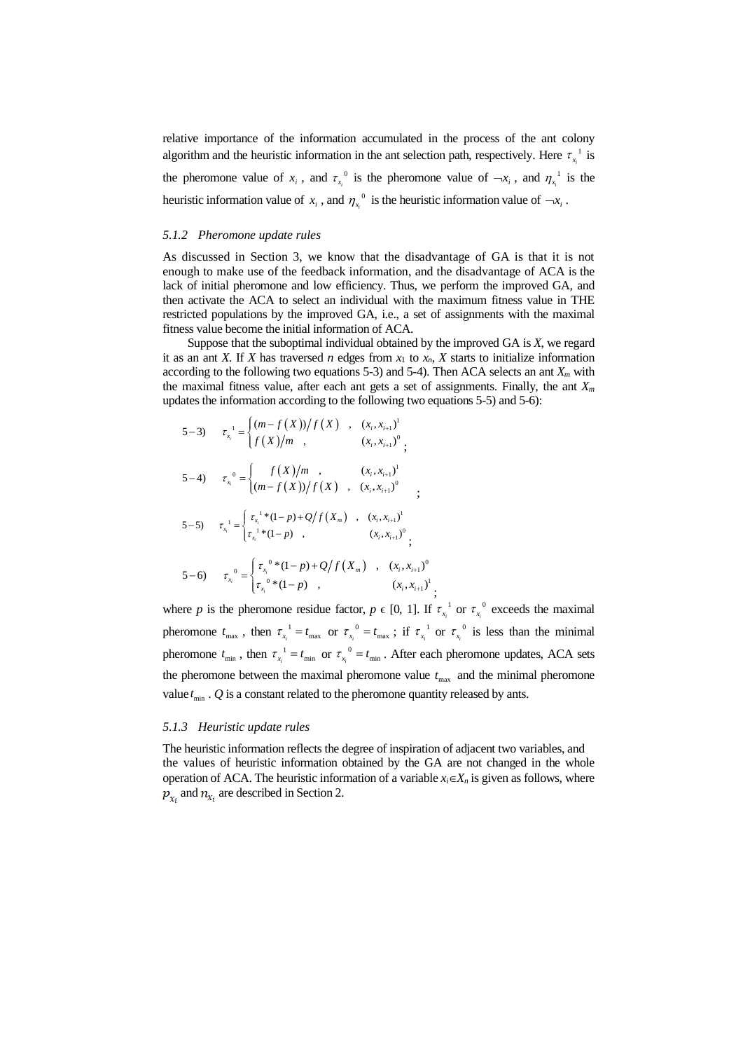relative importance of the information accumulated in the process of the ant colony algorithm and the heuristic information in the ant selection path, respectively. Here $\tau_{x_i}{}^1$ is the pheromone value of $x_i$, and $\tau_{x_i}{}^0$ is the pheromone value of $\neg x_i$, and $\eta_{x_i}{}^1$ is the heuristic information value of $x_i$, and $\eta_{x_i}{}^0$ is the heuristic information value of $\neg x_i$.

### *5.1.2 Pheromone update rules*

As discussed in Section 3, we know that the disadvantage of GA is that it is not enough to make use of the feedback information, and the disadvantage of ACA is the lack of initial pheromone and low efficiency. Thus, we perform the improved GA, and then activate the ACA to select an individual with the maximum fitness value in THE restricted populations by the improved GA, i.e., a set of assignments with the maximal fitness value become the initial information of ACA.

Suppose that the suboptimal individual obtained by the improved GA is *X*, we regard it as an ant *X*. If *X* has traversed *n* edges from $x_1$ to $x_n$, *X* starts to initialize information according to the following two equations 5-3) and 5-4). Then ACA selects an ant $X_m$ with the maximal fitness value, after each ant gets a set of assignments. Finally, the ant $X_m$ updates the information according to the following two equations 5-5) and 5-6):

$$5-3) \quad \tau_{x_i}{}^1 = \begin{cases} (m - f(X))/f(X) & , \quad (x_i, x_{i+1})^1 \\ f(X)/m \quad , & \quad (x_i, x_{i+1})^0 \end{cases};$$

$$5-4) \quad \tau_{x_i}{}^0 = \begin{cases} f(X)/m \quad , & \quad (x_i, x_{i+1})^1 \\ (m - f(X))/f(X) & , \quad (x_i, x_{i+1})^0 \end{cases};$$

$$5-5) \quad \tau_{x_i}{}^1 = \begin{cases} \tau_{x_i}{}^1 * (1-p) + Q/f(X_m) & , \quad (x_i, x_{i+1})^1 \\ \tau_{x_i}{}^1 * (1-p) \quad , & \quad (x_i, x_{i+1})^0 \end{cases};$$

$$5-6) \quad \tau_{x_i}{}^0 = \begin{cases} \tau_{x_i}{}^0 * (1-p) + Q/f(X_m) & , \quad (x_i, x_{i+1})^0 \\ \tau_{x_i}{}^0 * (1-p) \quad , & \quad (x_i, x_{i+1})^1 \end{cases};$$

where *p* is the pheromone residue factor, $p \in [0, 1]$. If $\tau_{x_i}{}^1$ or $\tau_{x_i}{}^0$ exceeds the maximal pheromone $t_{\max}$, then $\tau_{x_i}{}^1 = t_{\max}$ or $\tau_{x_i}{}^0 = t_{\max}$; if $\tau_{x_i}{}^1$ or $\tau_{x_i}{}^0$ is less than the minimal pheromone $t_{\min}$, then $\tau_{x_i}{}^1 = t_{\min}$ or $\tau_{x_i}{}^0 = t_{\min}$. After each pheromone updates, ACA sets the pheromone between the maximal pheromone value $t_{\max}$ and the minimal pheromone value $t_{\min}$. *Q* is a constant related to the pheromone quantity released by ants.

### *5.1.3 Heuristic update rules*

The heuristic information reflects the degree of inspiration of adjacent two variables, and the values of heuristic information obtained by the GA are not changed in the whole operation of ACA. The heuristic information of a variable $x_i \in X_n$ is given as follows, where $p_{x_i}$ and $n_{x_i}$ are described in Section 2.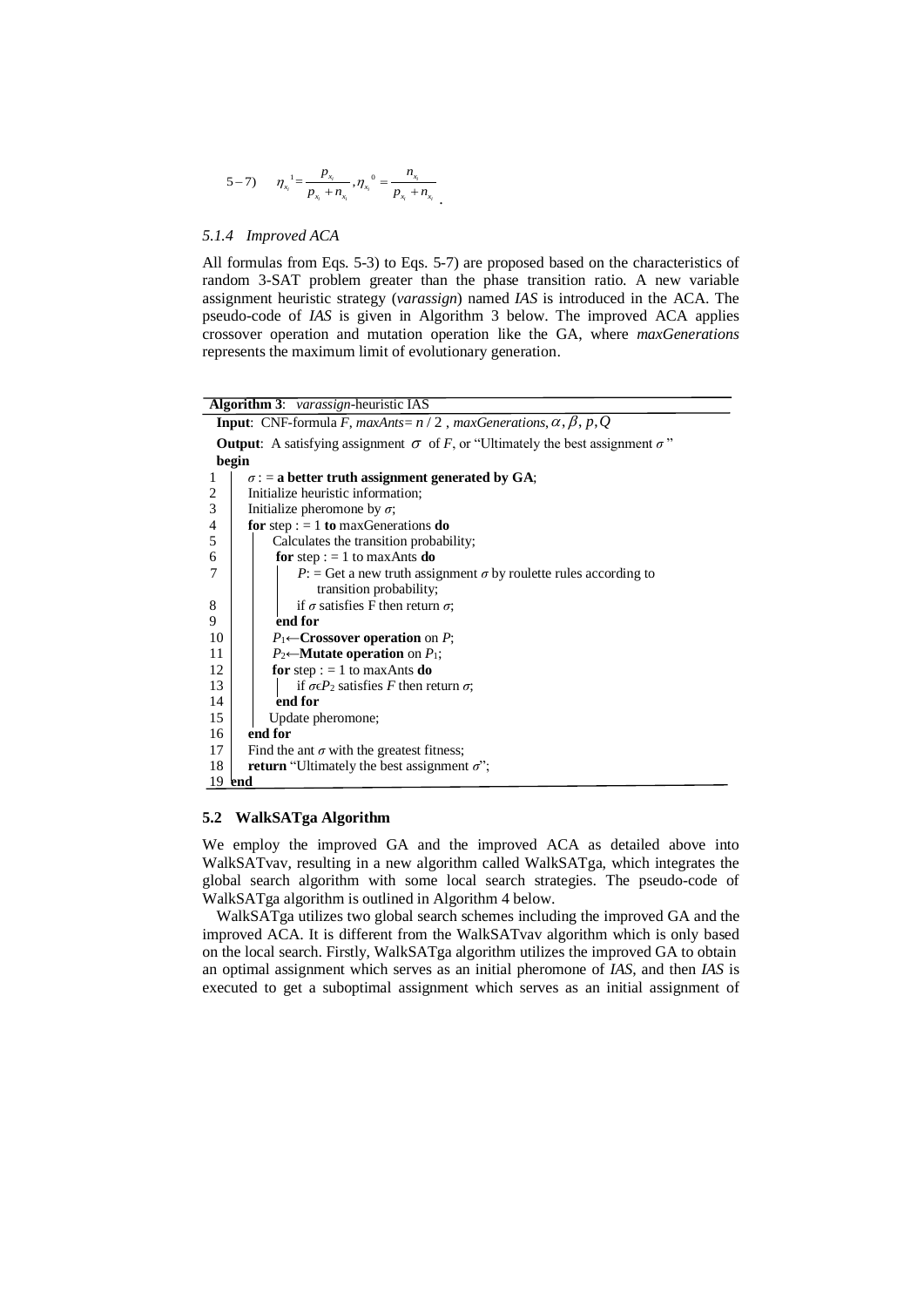$$5-7) \quad \eta_{x_i}^{\ 1} = \frac{p_{x_i}}{p_{x_i} + n_{x_i}}, \eta_{x_i}^{\ 0} = \frac{n_{x_i}}{p_{x_i} + n_{x_i}}.$$

### *5.1.4 Improved ACA*

All formulas from Eqs. 5-3) to Eqs. 5-7) are proposed based on the characteristics of random 3-SAT problem greater than the phase transition ratio. A new variable assignment heuristic strategy (*varassign*) named *IAS* is introduced in the ACA. The pseudo-code of *IAS* is given in Algorithm 3 below. The improved ACA applies crossover operation and mutation operation like the GA, where *maxGenerations* represents the maximum limit of evolutionary generation.

**Algorithm 3**: *varassign*-heuristic IAS

**Input**: CNF-formula *F*, *maxAnts*= $n/2$ , *maxGenerations*, $\alpha, \beta, p, Q$

**Output**: A satisfying assignment $\sigma$ of *F*, or "Ultimately the best assignment $\sigma$ "

```
   begin
1      σ : = a better truth assignment generated by GA;
2      Initialize heuristic information;
3      Initialize pheromone by σ;
4      for step : = 1 to maxGenerations do
5          Calculates the transition probability;
6          for step : = 1 to maxAnts do
7              P: = Get a new truth assignment σ by roulette rules according to
                   transition probability;
8              if σ satisfies F then return σ;
9          end for
10         P1←Crossover operation on P;
11         P2←Mutate operation on P1;
12         for step : = 1 to maxAnts do
13             if σ∈P2 satisfies F then return σ;
14         end for
15         Update pheromone;
16     end for
17     Find the ant σ with the greatest fitness;
18     return "Ultimately the best assignment σ";
19 end
```

### **5.2 WalkSATga Algorithm**

We employ the improved GA and the improved ACA as detailed above into WalkSATvav, resulting in a new algorithm called WalkSATga, which integrates the global search algorithm with some local search strategies. The pseudo-code of WalkSATga algorithm is outlined in Algorithm 4 below.

WalkSATga utilizes two global search schemes including the improved GA and the improved ACA. It is different from the WalkSATvav algorithm which is only based on the local search. Firstly, WalkSATga algorithm utilizes the improved GA to obtain an optimal assignment which serves as an initial pheromone of *IAS*, and then *IAS* is executed to get a suboptimal assignment which serves as an initial assignment of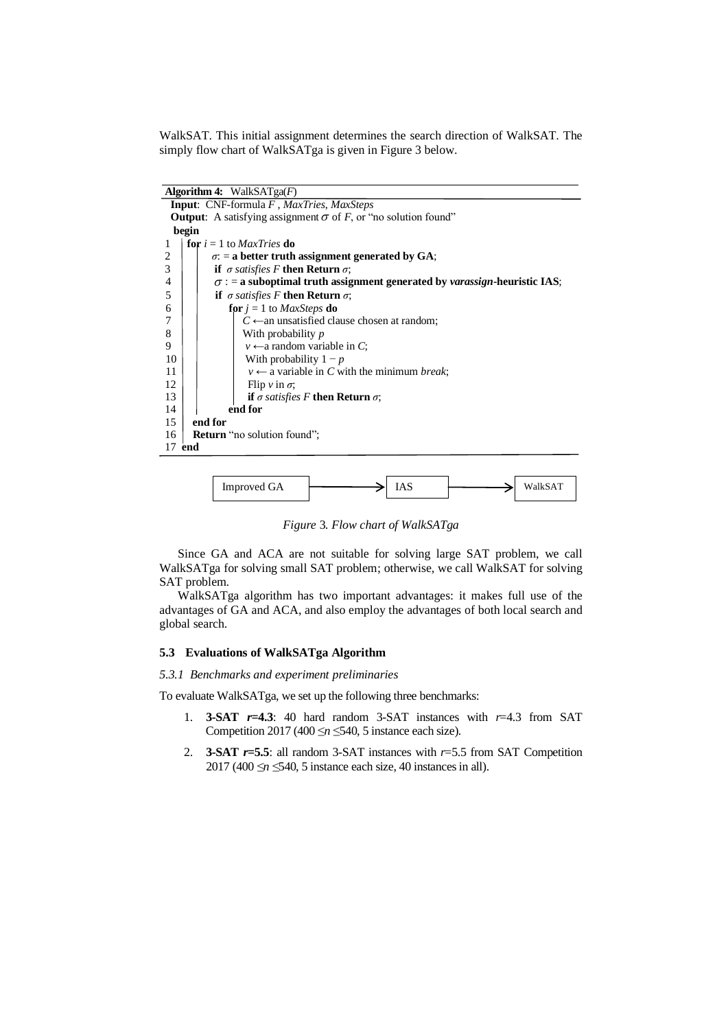WalkSAT. This initial assignment determines the search direction of WalkSAT. The simply flow chart of WalkSATga is given in Figure 3 below.

**Algorithm 4:** WalkSATga($F$)

```
 Input: CNF-formula F , MaxTries, MaxSteps
 Output: A satisfying assignment σ of F, or "no solution found"
 begin
1    for i = 1 to MaxTries do
2        σ: = a better truth assignment generated by GA;
3        if σ satisfies F then Return σ;
4        σ : = a suboptimal truth assignment generated by varassign-heuristic IAS;
5        if σ satisfies F then Return σ;
6        for j = 1 to MaxSteps do
7            C ←an unsatisfied clause chosen at random;
8            With probability p
9              v ←a random variable in C;
10           With probability 1 − p
11             v ← a variable in C with the minimum break;
12           Flip v in σ;
13           if σ satisfies F then Return σ;
14       end for
15   end for
16   Return "no solution found";
17 end
```

Improved GA → IAS → WalkSAT

*Figure 3. Flow chart of WalkSATga*

Since GA and ACA are not suitable for solving large SAT problem, we call WalkSATga for solving small SAT problem; otherwise, we call WalkSAT for solving SAT problem.

WalkSATga algorithm has two important advantages: it makes full use of the advantages of GA and ACA, and also employ the advantages of both local search and global search.

### 5.3 Evaluations of WalkSATga Algorithm

#### *5.3.1 Benchmarks and experiment preliminaries*

To evaluate WalkSATga, we set up the following three benchmarks:

1. **3-SAT $r$=4.3**: 40 hard random 3-SAT instances with $r$=4.3 from SAT Competition 2017 ($400 \leq n \leq 540$, 5 instance each size).
2. **3-SAT $r$=5.5**: all random 3-SAT instances with $r$=5.5 from SAT Competition 2017 ($400 \leq n \leq 540$, 5 instance each size, 40 instances in all).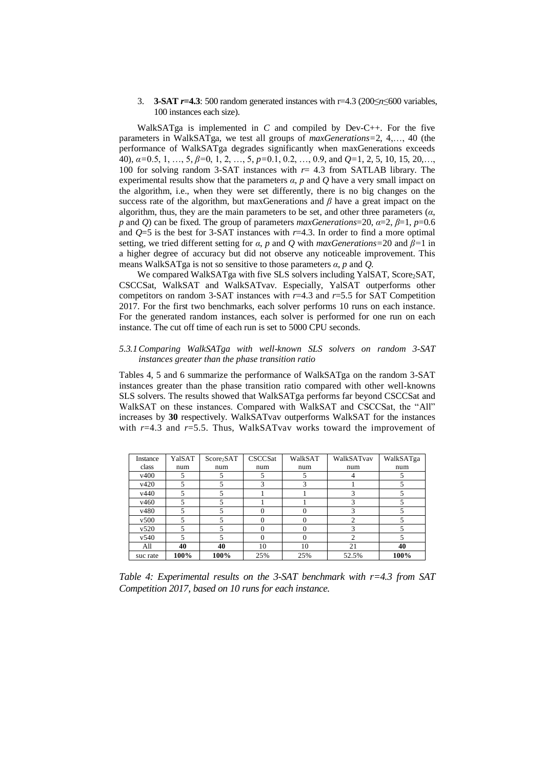3. **3-SAT $r$=4.3**: 500 random generated instances with r=4.3 ($200 \leq n \leq 600$ variables, 100 instances each size).

WalkSATga is implemented in *C* and compiled by Dev-C++. For the five parameters in WalkSATga, we test all groups of *maxGenerations*=2, 4,…, 40 (the performance of WalkSATga degrades significantly when maxGenerations exceeds 40), $\alpha$=0.5, 1, …, 5, $\beta$=0, 1, 2, …, 5, $p$=0.1, 0.2, …, 0.9, and $Q$=1, 2, 5, 10, 15, 20,…, 100 for solving random 3-SAT instances with $r$= 4.3 from SATLAB library. The experimental results show that the parameters $\alpha$, $p$ and $Q$ have a very small impact on the algorithm, i.e., when they were set differently, there is no big changes on the success rate of the algorithm, but maxGenerations and $\beta$ have a great impact on the algorithm, thus, they are the main parameters to be set, and other three parameters ($\alpha$, $p$ and $Q$) can be fixed. The group of parameters *maxGenerations*=20, $\alpha$=2, $\beta$=1, $p$=0.6 and $Q$=5 is the best for 3-SAT instances with $r$=4.3. In order to find a more optimal setting, we tried different setting for $\alpha$, $p$ and $Q$ with *maxGenerations*=20 and $\beta$=1 in a higher degree of accuracy but did not observe any noticeable improvement. This means WalkSATga is not so sensitive to those parameters $\alpha$, $p$ and $Q$.

We compared WalkSATga with five SLS solvers including YalSAT, $\text{Score}_2\text{SAT}$, CSCCSat, WalkSAT and WalkSATvav. Especially, YalSAT outperforms other competitors on random 3-SAT instances with $r$=4.3 and $r$=5.5 for SAT Competition 2017. For the first two benchmarks, each solver performs 10 runs on each instance. For the generated random instances, each solver is performed for one run on each instance. The cut off time of each run is set to 5000 CPU seconds.

### 5.3.1 *Comparing WalkSATga with well-known SLS solvers on random 3-SAT instances greater than the phase transition ratio*

Tables 4, 5 and 6 summarize the performance of WalkSATga on the random 3-SAT instances greater than the phase transition ratio compared with other well-knowns SLS solvers. The results showed that WalkSATga performs far beyond CSCCSat and WalkSAT on these instances. Compared with WalkSAT and CSCCSat, the "All" increases by **30** respectively. WalkSATvav outperforms WalkSAT for the instances with $r$=4.3 and $r$=5.5. Thus, WalkSATvav works toward the improvement of

| Instance class | YalSAT num | $\text{Score}_2\text{SAT}$ num | CSCCSat num | WalkSAT num | WalkSATvav num | WalkSATga num |
|---|---|---|---|---|---|---|
| v400 | 5 | 5 | 5 | 5 | 4 | 5 |
| v420 | 5 | 5 | 3 | 3 | 1 | 5 |
| v440 | 5 | 5 | 1 | 1 | 3 | 5 |
| v460 | 5 | 5 | 1 | 1 | 3 | 5 |
| v480 | 5 | 5 | 0 | 0 | 3 | 5 |
| v500 | 5 | 5 | 0 | 0 | 2 | 5 |
| v520 | 5 | 5 | 0 | 0 | 3 | 5 |
| v540 | 5 | 5 | 0 | 0 | 2 | 5 |
| All | **40** | **40** | 10 | 10 | 21 | **40** |
| suc rate | **100%** | **100%** | 25% | 25% | 52.5% | **100%** |

*Table 4: Experimental results on the 3-SAT benchmark with r=4.3 from SAT Competition 2017, based on 10 runs for each instance.*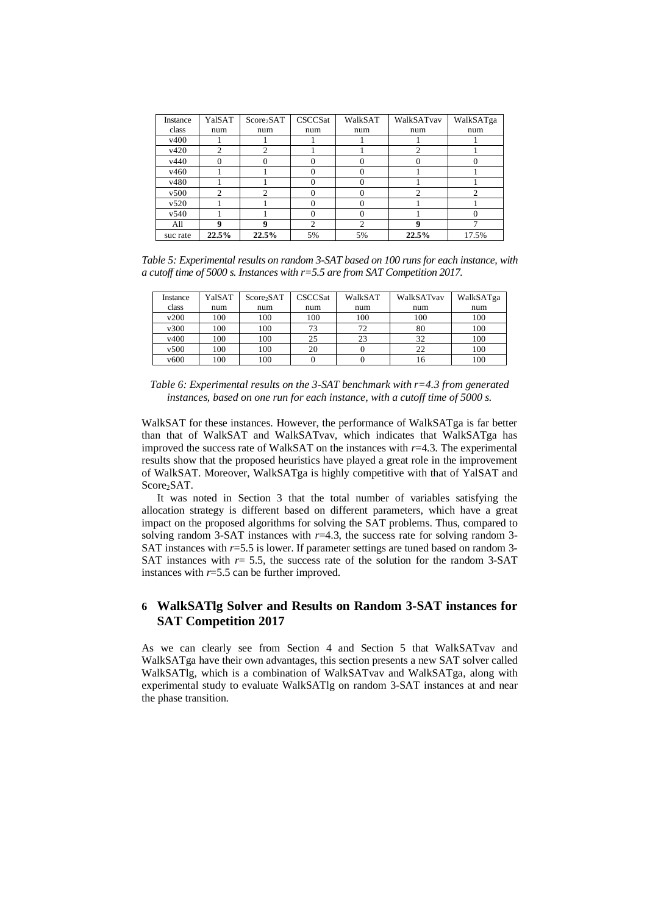| Instance class | YalSAT num | Score$_2$SAT num | CSCCSat num | WalkSAT num | WalkSATvav num | WalkSATga num |
|---|---|---|---|---|---|---|
| v400 | 1 | 1 | 1 | 1 | 1 | 1 |
| v420 | 2 | 2 | 1 | 1 | 2 | 1 |
| v440 | 0 | 0 | 0 | 0 | 0 | 0 |
| v460 | 1 | 1 | 0 | 0 | 1 | 1 |
| v480 | 1 | 1 | 0 | 0 | 1 | 1 |
| v500 | 2 | 2 | 0 | 0 | 2 | 2 |
| v520 | 1 | 1 | 0 | 0 | 1 | 1 |
| v540 | 1 | 1 | 0 | 0 | 1 | 0 |
| All | **9** | **9** | 2 | 2 | **9** | 7 |
| suc rate | **22.5%** | **22.5%** | 5% | 5% | **22.5%** | 17.5% |

*Table 5: Experimental results on random 3-SAT based on 100 runs for each instance, with a cutoff time of 5000 s. Instances with r=5.5 are from SAT Competition 2017.*

| Instance class | YalSAT num | Score$_2$SAT num | CSCCSat num | WalkSAT num | WalkSATvav num | WalkSATga num |
|---|---|---|---|---|---|---|
| v200 | 100 | 100 | 100 | 100 | 100 | 100 |
| v300 | 100 | 100 | 73 | 72 | 80 | 100 |
| v400 | 100 | 100 | 25 | 23 | 32 | 100 |
| v500 | 100 | 100 | 20 | 0 | 22 | 100 |
| v600 | 100 | 100 | 0 | 0 | 16 | 100 |

*Table 6: Experimental results on the 3-SAT benchmark with r=4.3 from generated instances, based on one run for each instance, with a cutoff time of 5000 s.*

WalkSAT for these instances. However, the performance of WalkSATga is far better than that of WalkSAT and WalkSATvav, which indicates that WalkSATga has improved the success rate of WalkSAT on the instances with $r$=4.3. The experimental results show that the proposed heuristics have played a great role in the improvement of WalkSAT. Moreover, WalkSATga is highly competitive with that of YalSAT and Score$_2$SAT.

It was noted in Section 3 that the total number of variables satisfying the allocation strategy is different based on different parameters, which have a great impact on the proposed algorithms for solving the SAT problems. Thus, compared to solving random 3-SAT instances with $r$=4.3, the success rate for solving random 3-SAT instances with $r$=5.5 is lower. If parameter settings are tuned based on random 3-SAT instances with $r$= 5.5, the success rate of the solution for the random 3-SAT instances with $r$=5.5 can be further improved.

## 6 WalkSATlg Solver and Results on Random 3-SAT instances for SAT Competition 2017

As we can clearly see from Section 4 and Section 5 that WalkSATvav and WalkSATga have their own advantages, this section presents a new SAT solver called WalkSATlg, which is a combination of WalkSATvav and WalkSATga, along with experimental study to evaluate WalkSATlg on random 3-SAT instances at and near the phase transition.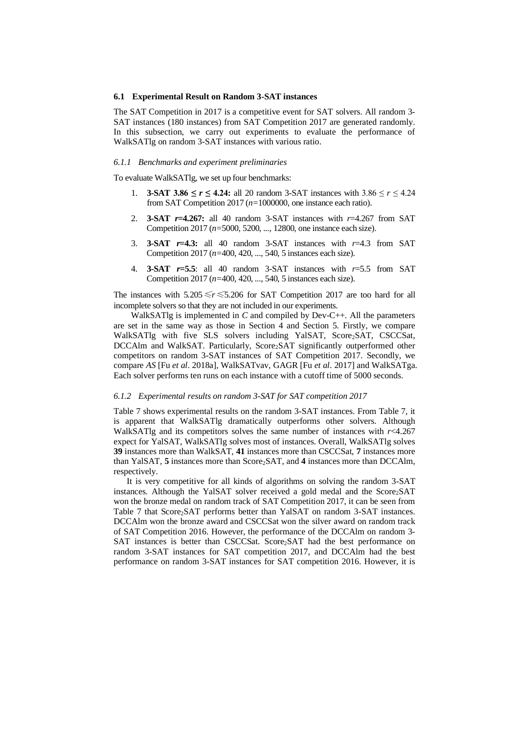### 6.1 Experimental Result on Random 3-SAT instances

The SAT Competition in 2017 is a competitive event for SAT solvers. All random 3-SAT instances (180 instances) from SAT Competition 2017 are generated randomly. In this subsection, we carry out experiments to evaluate the performance of WalkSATlg on random 3-SAT instances with various ratio.

#### *6.1.1 Benchmarks and experiment preliminaries*

To evaluate WalkSATlg, we set up four benchmarks:

1. **3-SAT 3.86 ≤ *r* ≤ 4.24:** all 20 random 3-SAT instances with $3.86 \leq r \leq 4.24$ from SAT Competition 2017 ($n$=1000000, one instance each ratio).
2. **3-SAT *r*=4.267:** all 40 random 3-SAT instances with $r$=4.267 from SAT Competition 2017 ($n$=5000, 5200, ..., 12800, one instance each size).
3. **3-SAT *r*=4.3:** all 40 random 3-SAT instances with $r$=4.3 from SAT Competition 2017 ($n$=400, 420, ..., 540, 5 instances each size).
4. **3-SAT *r*=5.5**: all 40 random 3-SAT instances with $r$=5.5 from SAT Competition 2017 ($n$=400, 420, ..., 540, 5 instances each size).

The instances with $5.205 \leqslant r \leqslant 5.206$ for SAT Competition 2017 are too hard for all incomplete solvers so that they are not included in our experiments.

WalkSATlg is implemented in *C* and compiled by Dev-C++. All the parameters are set in the same way as those in Section 4 and Section 5. Firstly, we compare WalkSATlg with five SLS solvers including YalSAT, $Score_2SAT$, CSCCSat, DCCAlm and WalkSAT. Particularly, $Score_2SAT$ significantly outperformed other competitors on random 3-SAT instances of SAT Competition 2017. Secondly, we compare *AS* [Fu *et al*. 2018a], WalkSATvav, GAGR [Fu *et al*. 2017] and WalkSATga. Each solver performs ten runs on each instance with a cutoff time of 5000 seconds.

#### *6.1.2 Experimental results on random 3-SAT for SAT competition 2017*

Table 7 shows experimental results on the random 3-SAT instances. From Table 7, it is apparent that WalkSATlg dramatically outperforms other solvers. Although WalkSATlg and its competitors solves the same number of instances with $r$<4.267 expect for YalSAT, WalkSATlg solves most of instances. Overall, WalkSATlg solves **39** instances more than WalkSAT, **41** instances more than CSCCSat, **7** instances more than YalSAT, **5** instances more than $Score_2SAT$, and **4** instances more than DCCAlm, respectively.

It is very competitive for all kinds of algorithms on solving the random 3-SAT instances. Although the YalSAT solver received a gold medal and the $Score_2SAT$ won the bronze medal on random track of SAT Competition 2017, it can be seen from Table 7 that $Score_2SAT$ performs better than YalSAT on random 3-SAT instances. DCCAlm won the bronze award and CSCCSat won the silver award on random track of SAT Competition 2016. However, the performance of the DCCAlm on random 3-SAT instances is better than CSCCSat. $Score_2SAT$ had the best performance on random 3-SAT instances for SAT competition 2017, and DCCAlm had the best performance on random 3-SAT instances for SAT competition 2016. However, it is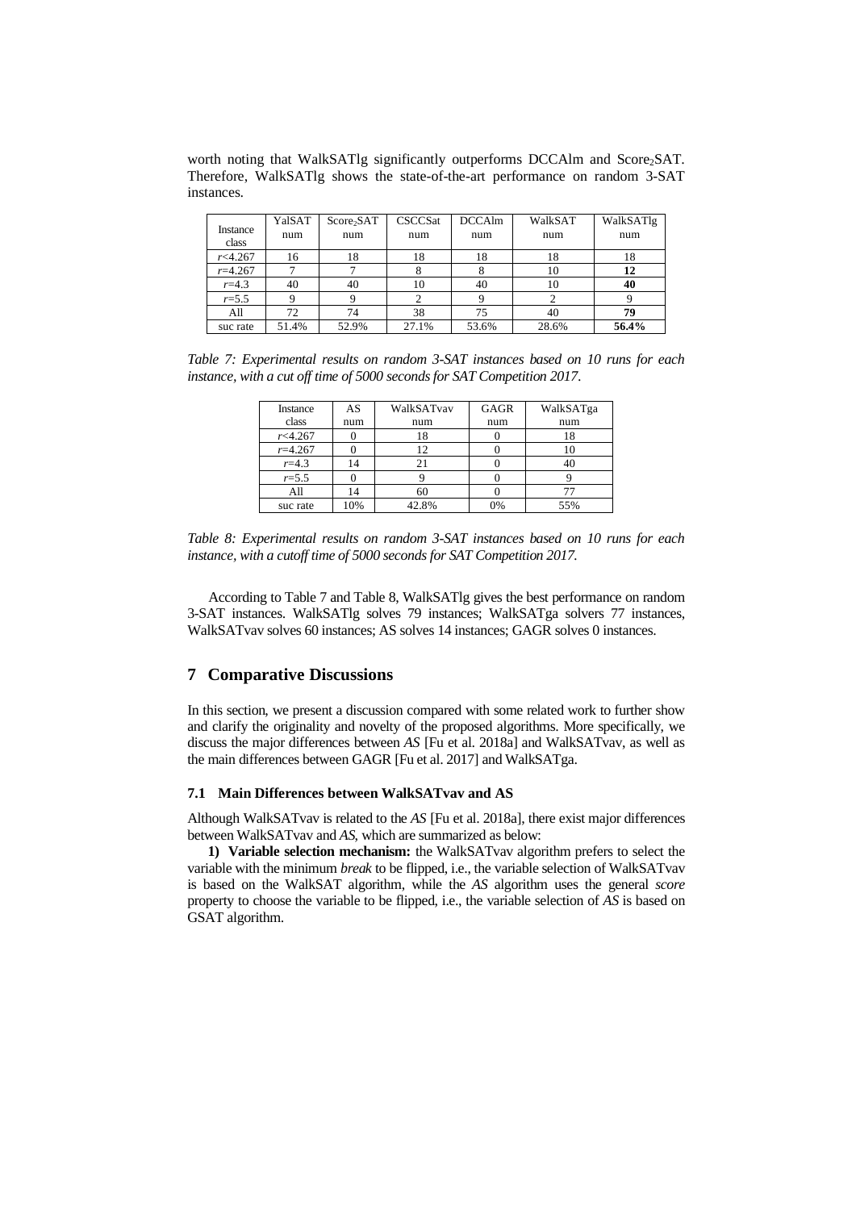worth noting that WalkSATlg significantly outperforms DCCAlm and Score$_2$SAT. Therefore, WalkSATlg shows the state-of-the-art performance on random 3-SAT instances.

| Instance class | YalSAT num | Score$_2$SAT num | CSCCSat num | DCCAlm num | WalkSAT num | WalkSATlg num |
|---|---|---|---|---|---|---|
| $r$<4.267 | 16 | 18 | 18 | 18 | 18 | 18 |
| $r$=4.267 | 7 | 7 | 8 | 8 | 10 | **12** |
| $r$=4.3 | 40 | 40 | 10 | 40 | 10 | **40** |
| $r$=5.5 | 9 | 9 | 2 | 9 | 2 | 9 |
| All | 72 | 74 | 38 | 75 | 40 | **79** |
| suc rate | 51.4% | 52.9% | 27.1% | 53.6% | 28.6% | **56.4%** |

*Table 7: Experimental results on random 3-SAT instances based on 10 runs for each instance, with a cut off time of 5000 seconds for SAT Competition 2017.*

| Instance class | AS num | WalkSATvav num | GAGR num | WalkSATga num |
|---|---|---|---|---|
| $r$<4.267 | 0 | 18 | 0 | 18 |
| $r$=4.267 | 0 | 12 | 0 | 10 |
| $r$=4.3 | 14 | 21 | 0 | 40 |
| $r$=5.5 | 0 | 9 | 0 | 9 |
| All | 14 | 60 | 0 | 77 |
| suc rate | 10% | 42.8% | 0% | 55% |

*Table 8: Experimental results on random 3-SAT instances based on 10 runs for each instance, with a cutoff time of 5000 seconds for SAT Competition 2017.*

According to Table 7 and Table 8, WalkSATlg gives the best performance on random 3-SAT instances. WalkSATlg solves 79 instances; WalkSATga solvers 77 instances, WalkSATvav solves 60 instances; AS solves 14 instances; GAGR solves 0 instances.

## 7 Comparative Discussions

In this section, we present a discussion compared with some related work to further show and clarify the originality and novelty of the proposed algorithms. More specifically, we discuss the major differences between *AS* [Fu et al. 2018a] and WalkSATvav, as well as the main differences between GAGR [Fu et al. 2017] and WalkSATga.

### 7.1 Main Differences between WalkSATvav and AS

Although WalkSATvav is related to the *AS* [Fu et al. 2018a], there exist major differences between WalkSATvav and *AS*, which are summarized as below:

**1) Variable selection mechanism:** the WalkSATvav algorithm prefers to select the variable with the minimum *break* to be flipped, i.e., the variable selection of WalkSATvav is based on the WalkSAT algorithm, while the *AS* algorithm uses the general *score* property to choose the variable to be flipped, i.e., the variable selection of *AS* is based on GSAT algorithm.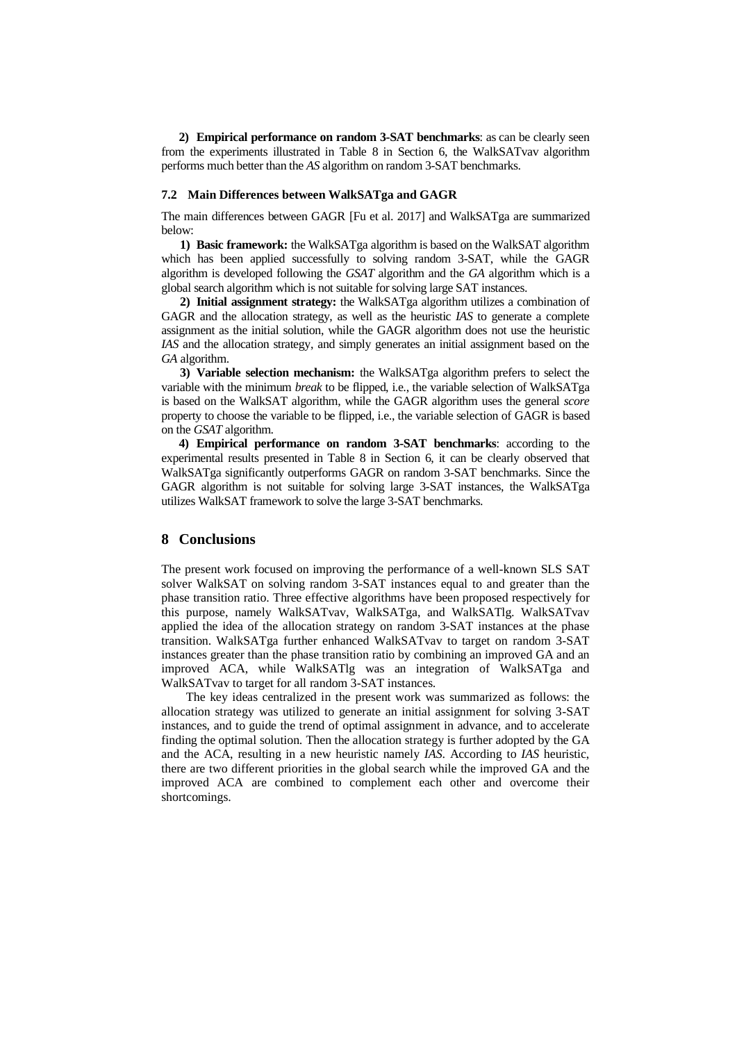**2) Empirical performance on random 3-SAT benchmarks**: as can be clearly seen from the experiments illustrated in Table 8 in Section 6, the WalkSATvav algorithm performs much better than the *AS* algorithm on random 3-SAT benchmarks.

### 7.2 Main Differences between WalkSATga and GAGR

The main differences between GAGR [Fu et al. 2017] and WalkSATga are summarized below:

**1) Basic framework:** the WalkSATga algorithm is based on the WalkSAT algorithm which has been applied successfully to solving random 3-SAT, while the GAGR algorithm is developed following the *GSAT* algorithm and the *GA* algorithm which is a global search algorithm which is not suitable for solving large SAT instances.

**2) Initial assignment strategy:** the WalkSATga algorithm utilizes a combination of GAGR and the allocation strategy, as well as the heuristic *IAS* to generate a complete assignment as the initial solution, while the GAGR algorithm does not use the heuristic *IAS* and the allocation strategy, and simply generates an initial assignment based on the *GA* algorithm.

**3) Variable selection mechanism:** the WalkSATga algorithm prefers to select the variable with the minimum *break* to be flipped, i.e., the variable selection of WalkSATga is based on the WalkSAT algorithm, while the GAGR algorithm uses the general *score* property to choose the variable to be flipped, i.e., the variable selection of GAGR is based on the *GSAT* algorithm.

**4) Empirical performance on random 3-SAT benchmarks**: according to the experimental results presented in Table 8 in Section 6, it can be clearly observed that WalkSATga significantly outperforms GAGR on random 3-SAT benchmarks. Since the GAGR algorithm is not suitable for solving large 3-SAT instances, the WalkSATga utilizes WalkSAT framework to solve the large 3-SAT benchmarks.

## 8 Conclusions

The present work focused on improving the performance of a well-known SLS SAT solver WalkSAT on solving random 3-SAT instances equal to and greater than the phase transition ratio. Three effective algorithms have been proposed respectively for this purpose, namely WalkSATvav, WalkSATga, and WalkSATlg. WalkSATvav applied the idea of the allocation strategy on random 3-SAT instances at the phase transition. WalkSATga further enhanced WalkSATvav to target on random 3-SAT instances greater than the phase transition ratio by combining an improved GA and an improved ACA, while WalkSATlg was an integration of WalkSATga and WalkSATvav to target for all random 3-SAT instances.

The key ideas centralized in the present work was summarized as follows: the allocation strategy was utilized to generate an initial assignment for solving 3-SAT instances, and to guide the trend of optimal assignment in advance, and to accelerate finding the optimal solution. Then the allocation strategy is further adopted by the GA and the ACA, resulting in a new heuristic namely *IAS*. According to *IAS* heuristic, there are two different priorities in the global search while the improved GA and the improved ACA are combined to complement each other and overcome their shortcomings.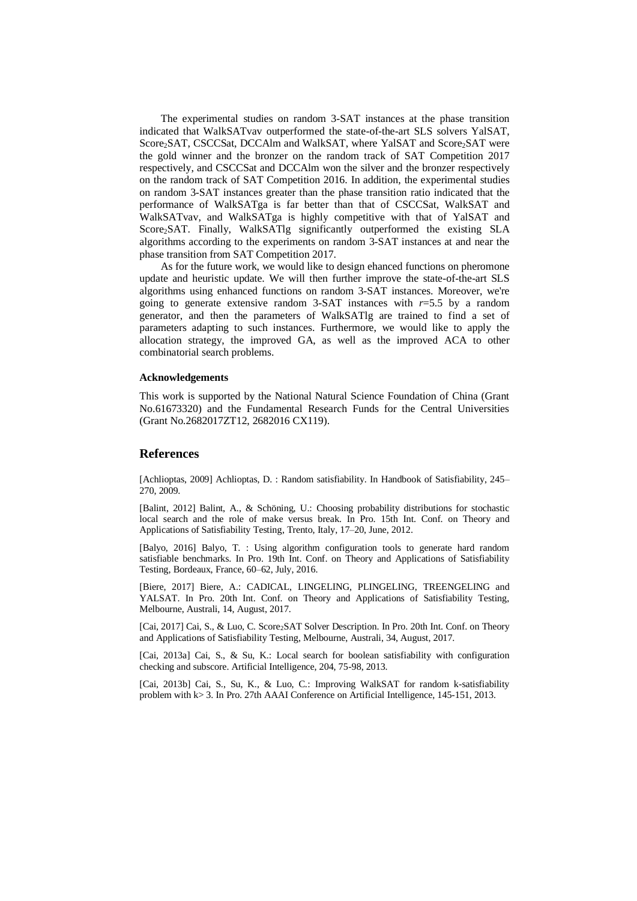The experimental studies on random 3-SAT instances at the phase transition indicated that WalkSATvav outperformed the state-of-the-art SLS solvers YalSAT, $Score_2SAT$, CSCCSat, DCCAlm and WalkSAT, where YalSAT and $Score_2SAT$ were the gold winner and the bronzer on the random track of SAT Competition 2017 respectively, and CSCCSat and DCCAlm won the silver and the bronzer respectively on the random track of SAT Competition 2016. In addition, the experimental studies on random 3-SAT instances greater than the phase transition ratio indicated that the performance of WalkSATga is far better than that of CSCCSat, WalkSAT and WalkSATvav, and WalkSATga is highly competitive with that of YalSAT and $Score_2SAT$. Finally, WalkSATlg significantly outperformed the existing SLA algorithms according to the experiments on random 3-SAT instances at and near the phase transition from SAT Competition 2017.

As for the future work, we would like to design ehanced functions on pheromone update and heuristic update. We will then further improve the state-of-the-art SLS algorithms using enhanced functions on random 3-SAT instances. Moreover, we're going to generate extensive random 3-SAT instances with $r$=5.5 by a random generator, and then the parameters of WalkSATlg are trained to find a set of parameters adapting to such instances. Furthermore, we would like to apply the allocation strategy, the improved GA, as well as the improved ACA to other combinatorial search problems.

#### Acknowledgements

This work is supported by the National Natural Science Foundation of China (Grant No.61673320) and the Fundamental Research Funds for the Central Universities (Grant No.2682017ZT12, 2682016 CX119).

## References

[Achlioptas, 2009] Achlioptas, D. : Random satisfiability. In Handbook of Satisfiability, 245–270, 2009.

[Balint, 2012] Balint, A., & Schöning, U.: Choosing probability distributions for stochastic local search and the role of make versus break. In Pro. 15th Int. Conf. on Theory and Applications of Satisfiability Testing, Trento, Italy, 17–20, June, 2012.

[Balyo, 2016] Balyo, T. : Using algorithm configuration tools to generate hard random satisfiable benchmarks. In Pro. 19th Int. Conf. on Theory and Applications of Satisfiability Testing, Bordeaux, France, 60–62, July, 2016.

[Biere, 2017] Biere, A.: CADICAL, LINGELING, PLINGELING, TREENGELING and YALSAT. In Pro. 20th Int. Conf. on Theory and Applications of Satisfiability Testing, Melbourne, Australi, 14, August, 2017.

[Cai, 2017] Cai, S., & Luo, C. $Score_2SAT$ Solver Description. In Pro. 20th Int. Conf. on Theory and Applications of Satisfiability Testing, Melbourne, Australi, 34, August, 2017.

[Cai, 2013a] Cai, S., & Su, K.: Local search for boolean satisfiability with configuration checking and subscore. Artificial Intelligence, 204, 75-98, 2013.

[Cai, 2013b] Cai, S., Su, K., & Luo, C.: Improving WalkSAT for random k-satisfiability problem with k> 3. In Pro. 27th AAAI Conference on Artificial Intelligence, 145-151, 2013.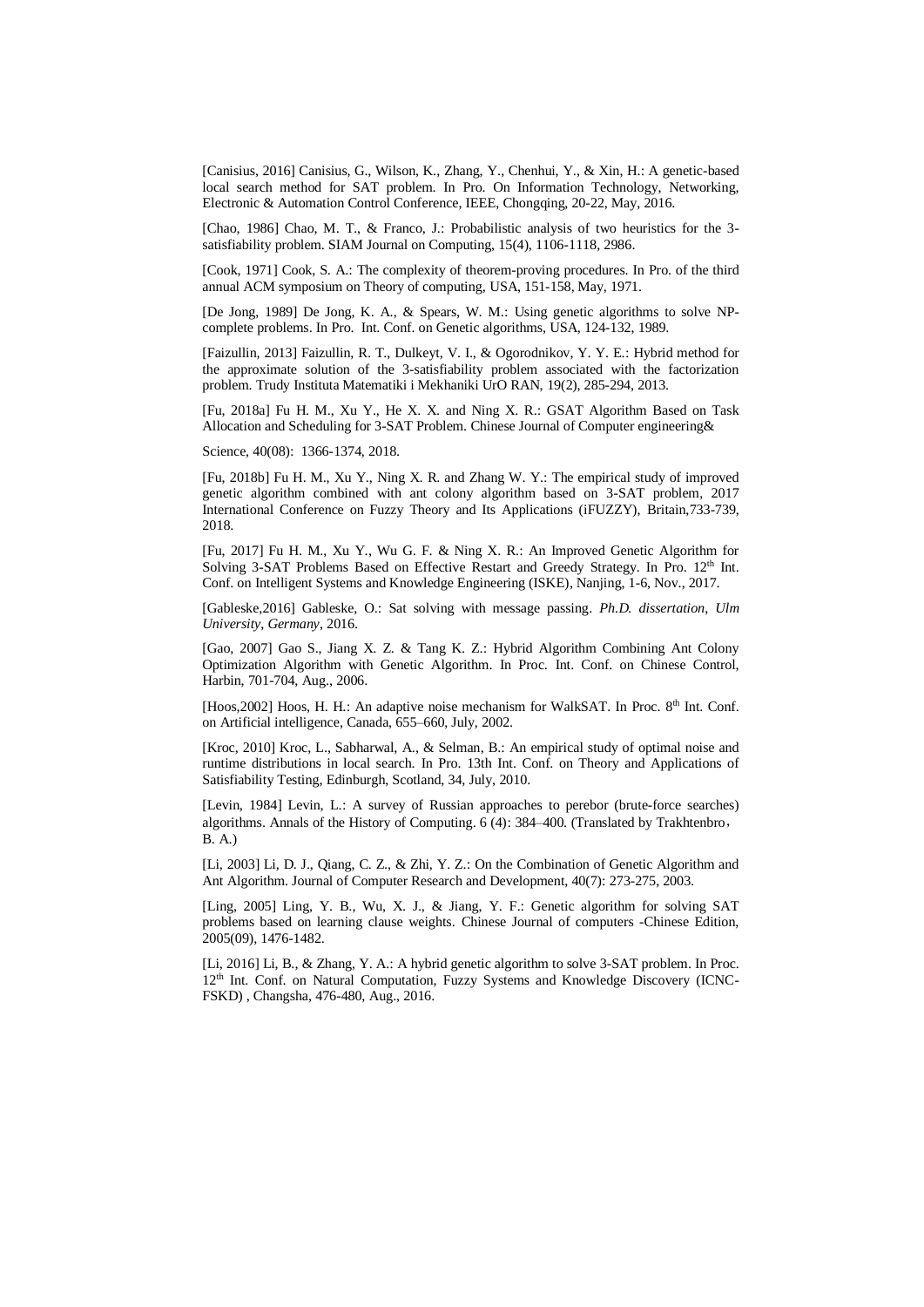[Canisius, 2016] Canisius, G., Wilson, K., Zhang, Y., Chenhui, Y., & Xin, H.: A genetic-based local search method for SAT problem. In Pro. On Information Technology, Networking, Electronic & Automation Control Conference, IEEE, Chongqing, 20-22, May, 2016.

[Chao, 1986] Chao, M. T., & Franco, J.: Probabilistic analysis of two heuristics for the 3-satisfiability problem. SIAM Journal on Computing, 15(4), 1106-1118, 2986.

[Cook, 1971] Cook, S. A.: The complexity of theorem-proving procedures. In Pro. of the third annual ACM symposium on Theory of computing, USA, 151-158, May, 1971.

[De Jong, 1989] De Jong, K. A., & Spears, W. M.: Using genetic algorithms to solve NP-complete problems. In Pro. Int. Conf. on Genetic algorithms, USA, 124-132, 1989.

[Faizullin, 2013] Faizullin, R. T., Dulkeyt, V. I., & Ogorodnikov, Y. Y. E.: Hybrid method for the approximate solution of the 3-satisfiability problem associated with the factorization problem. Trudy Instituta Matematiki i Mekhaniki UrO RAN, 19(2), 285-294, 2013.

[Fu, 2018a] Fu H. M., Xu Y., He X. X. and Ning X. R.: GSAT Algorithm Based on Task Allocation and Scheduling for 3-SAT Problem. Chinese Journal of Computer engineering&

Science, 40(08): 1366-1374, 2018.

[Fu, 2018b] Fu H. M., Xu Y., Ning X. R. and Zhang W. Y.: The empirical study of improved genetic algorithm combined with ant colony algorithm based on 3-SAT problem, 2017 International Conference on Fuzzy Theory and Its Applications (iFUZZY), Britain,733-739, 2018.

[Fu, 2017] Fu H. M., Xu Y., Wu G. F. & Ning X. R.: An Improved Genetic Algorithm for Solving 3-SAT Problems Based on Effective Restart and Greedy Strategy. In Pro. 12th Int. Conf. on Intelligent Systems and Knowledge Engineering (ISKE), Nanjing, 1-6, Nov., 2017.

[Gableske,2016] Gableske, O.: Sat solving with message passing. *Ph.D. dissertation*, *Ulm University*, *Germany*, 2016.

[Gao, 2007] Gao S., Jiang X. Z. & Tang K. Z.: Hybrid Algorithm Combining Ant Colony Optimization Algorithm with Genetic Algorithm. In Proc. Int. Conf. on Chinese Control, Harbin, 701-704, Aug., 2006.

[Hoos,2002] Hoos, H. H.: An adaptive noise mechanism for WalkSAT. In Proc. 8th Int. Conf. on Artificial intelligence, Canada, 655–660, July, 2002.

[Kroc, 2010] Kroc, L., Sabharwal, A., & Selman, B.: An empirical study of optimal noise and runtime distributions in local search. In Pro. 13th Int. Conf. on Theory and Applications of Satisfiability Testing, Edinburgh, Scotland, 34, July, 2010.

[Levin, 1984] Levin, L.: A survey of Russian approaches to perebor (brute-force searches) algorithms. Annals of the History of Computing. 6 (4): 384–400. (Translated by Trakhtenbro，B. A.)

[Li, 2003] Li, D. J., Qiang, C. Z., & Zhi, Y. Z.: On the Combination of Genetic Algorithm and Ant Algorithm. Journal of Computer Research and Development, 40(7): 273-275, 2003.

[Ling, 2005] Ling, Y. B., Wu, X. J., & Jiang, Y. F.: Genetic algorithm for solving SAT problems based on learning clause weights. Chinese Journal of computers -Chinese Edition, 2005(09), 1476-1482.

[Li, 2016] Li, B., & Zhang, Y. A.: A hybrid genetic algorithm to solve 3-SAT problem. In Proc. 12th Int. Conf. on Natural Computation, Fuzzy Systems and Knowledge Discovery (ICNC-FSKD) , Changsha, 476-480, Aug., 2016.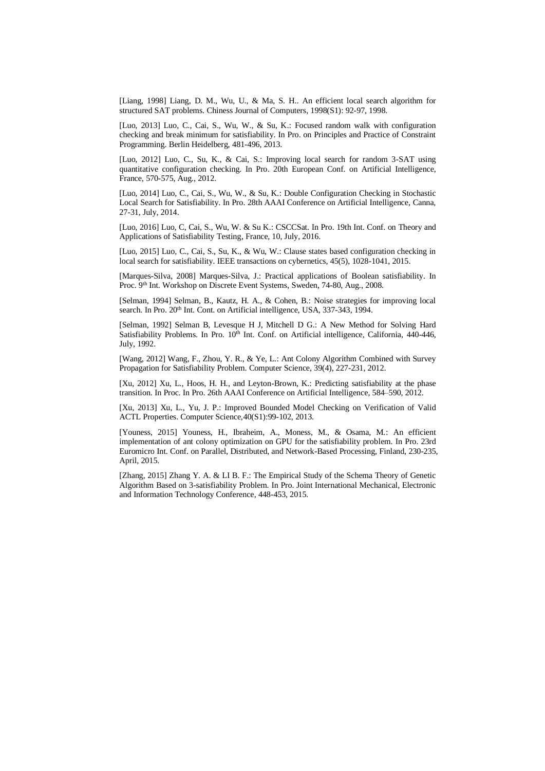[Liang, 1998] Liang, D. M., Wu, U., & Ma, S. H.. An efficient local search algorithm for structured SAT problems. Chiness Journal of Computers, 1998(S1): 92-97, 1998.

[Luo, 2013] Luo, C., Cai, S., Wu, W., & Su, K.: Focused random walk with configuration checking and break minimum for satisfiability. In Pro. on Principles and Practice of Constraint Programming. Berlin Heidelberg, 481-496, 2013.

[Luo, 2012] Luo, C., Su, K., & Cai, S.: Improving local search for random 3-SAT using quantitative configuration checking. In Pro. 20th European Conf. on Artificial Intelligence, France, 570-575, Aug., 2012.

[Luo, 2014] Luo, C., Cai, S., Wu, W., & Su, K.: Double Configuration Checking in Stochastic Local Search for Satisfiability. In Pro. 28th AAAI Conference on Artificial Intelligence, Canna, 27-31, July, 2014.

[Luo, 2016] Luo, C, Cai, S., Wu, W. & Su K.: CSCCSat. In Pro. 19th Int. Conf. on Theory and Applications of Satisfiability Testing, France, 10, July, 2016.

[Luo, 2015] Luo, C., Cai, S., Su, K., & Wu, W.: Clause states based configuration checking in local search for satisfiability. IEEE transactions on cybernetics, 45(5), 1028-1041, 2015.

[Marques-Silva, 2008] Marques-Silva, J.: Practical applications of Boolean satisfiability. In Proc. 9th Int. Workshop on Discrete Event Systems, Sweden, 74-80, Aug., 2008.

[Selman, 1994] Selman, B., Kautz, H. A., & Cohen, B.: Noise strategies for improving local search. In Pro. 20th Int. Cont. on Artificial intelligence, USA, 337-343, 1994.

[Selman, 1992] Selman B, Levesque H J, Mitchell D G.: A New Method for Solving Hard Satisfiability Problems. In Pro. 10th Int. Conf. on Artificial intelligence, California, 440-446, July, 1992.

[Wang, 2012] Wang, F., Zhou, Y. R., & Ye, L.: Ant Colony Algorithm Combined with Survey Propagation for Satisfiability Problem. Computer Science, 39(4), 227-231, 2012.

[Xu, 2012] Xu, L., Hoos, H. H., and Leyton-Brown, K.: Predicting satisfiability at the phase transition. In Proc. In Pro. 26th AAAI Conference on Artificial Intelligence, 584–590, 2012.

[Xu, 2013] Xu, L., Yu, J. P.: Improved Bounded Model Checking on Verification of Valid ACTL Properties. Computer Science,40(S1):99-102, 2013.

[Youness, 2015] Youness, H., Ibraheim, A., Moness, M., & Osama, M.: An efficient implementation of ant colony optimization on GPU for the satisfiability problem. In Pro. 23rd Euromicro Int. Conf. on Parallel, Distributed, and Network-Based Processing, Finland, 230-235, April, 2015.

[Zhang, 2015] Zhang Y. A. & LI B. F.: The Empirical Study of the Schema Theory of Genetic Algorithm Based on 3-satisfiability Problem. In Pro. Joint International Mechanical, Electronic and Information Technology Conference, 448-453, 2015.